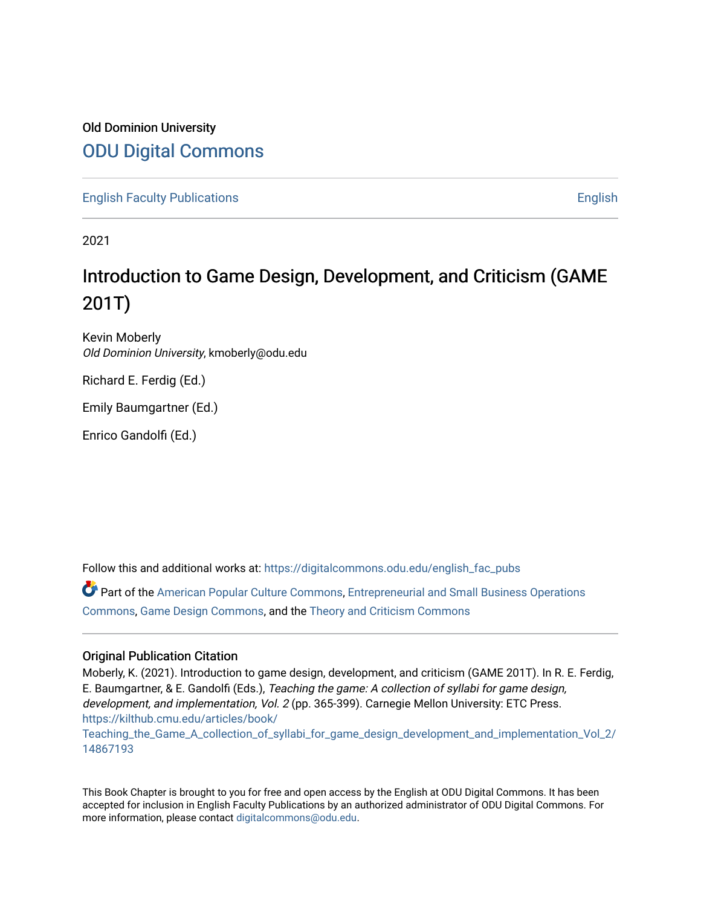Old Dominion University

# ODU Digital Commons

English Faculty Publications | English

2021

## Introduction to Game Design, Development, and Criticism (GAME 201T)

Kevin Moberly
*Old Dominion University*, kmoberly@odu.edu

Richard E. Ferdig (Ed.)

Emily Baumgartner (Ed.)

Enrico Gandolfi (Ed.)

Follow this and additional works at: https://digitalcommons.odu.edu/english_fac_pubs

Part of the American Popular Culture Commons, Entrepreneurial and Small Business Operations Commons, Game Design Commons, and the Theory and Criticism Commons

### Original Publication Citation

Moberly, K. (2021). Introduction to game design, development, and criticism (GAME 201T). In R. E. Ferdig, E. Baumgartner, & E. Gandolfi (Eds.), *Teaching the game: A collection of syllabi for game design, development, and implementation, Vol. 2* (pp. 365-399). Carnegie Mellon University: ETC Press. https://kilthub.cmu.edu/articles/book/Teaching_the_Game_A_collection_of_syllabi_for_game_design_development_and_implementation_Vol_2/14867193

This Book Chapter is brought to you for free and open access by the English at ODU Digital Commons. It has been accepted for inclusion in English Faculty Publications by an authorized administrator of ODU Digital Commons. For more information, please contact digitalcommons@odu.edu.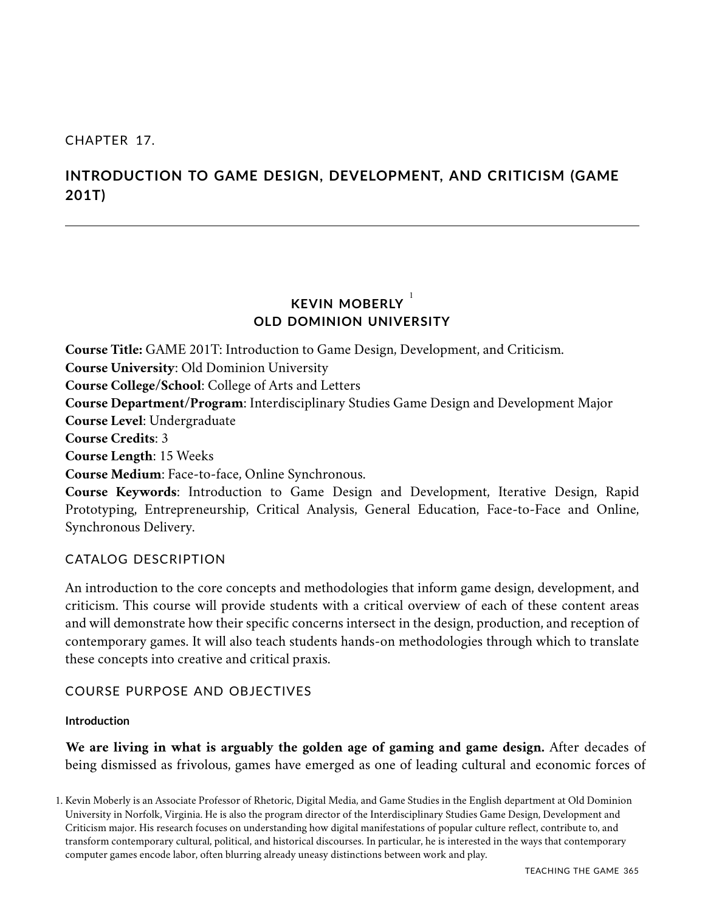CHAPTER 17.

# INTRODUCTION TO GAME DESIGN, DEVELOPMENT, AND CRITICISM (GAME 201T)

**KEVIN MOBERLY** [1]
**OLD DOMINION UNIVERSITY**

**Course Title:** GAME 201T: Introduction to Game Design, Development, and Criticism.
**Course University**: Old Dominion University
**Course College/School**: College of Arts and Letters
**Course Department/Program**: Interdisciplinary Studies Game Design and Development Major
**Course Level**: Undergraduate
**Course Credits**: 3
**Course Length**: 15 Weeks
**Course Medium**: Face-to-face, Online Synchronous.
**Course Keywords**: Introduction to Game Design and Development, Iterative Design, Rapid Prototyping, Entrepreneurship, Critical Analysis, General Education, Face-to-Face and Online, Synchronous Delivery.

## CATALOG DESCRIPTION

An introduction to the core concepts and methodologies that inform game design, development, and criticism. This course will provide students with a critical overview of each of these content areas and will demonstrate how their specific concerns intersect in the design, production, and reception of contemporary games. It will also teach students hands-on methodologies through which to translate these concepts into creative and critical praxis.

## COURSE PURPOSE AND OBJECTIVES

### Introduction

**We are living in what is arguably the golden age of gaming and game design.** After decades of being dismissed as frivolous, games have emerged as one of leading cultural and economic forces of

1. Kevin Moberly is an Associate Professor of Rhetoric, Digital Media, and Game Studies in the English department at Old Dominion University in Norfolk, Virginia. He is also the program director of the Interdisciplinary Studies Game Design, Development and Criticism major. His research focuses on understanding how digital manifestations of popular culture reflect, contribute to, and transform contemporary cultural, political, and historical discourses. In particular, he is interested in the ways that contemporary computer games encode labor, often blurring already uneasy distinctions between work and play.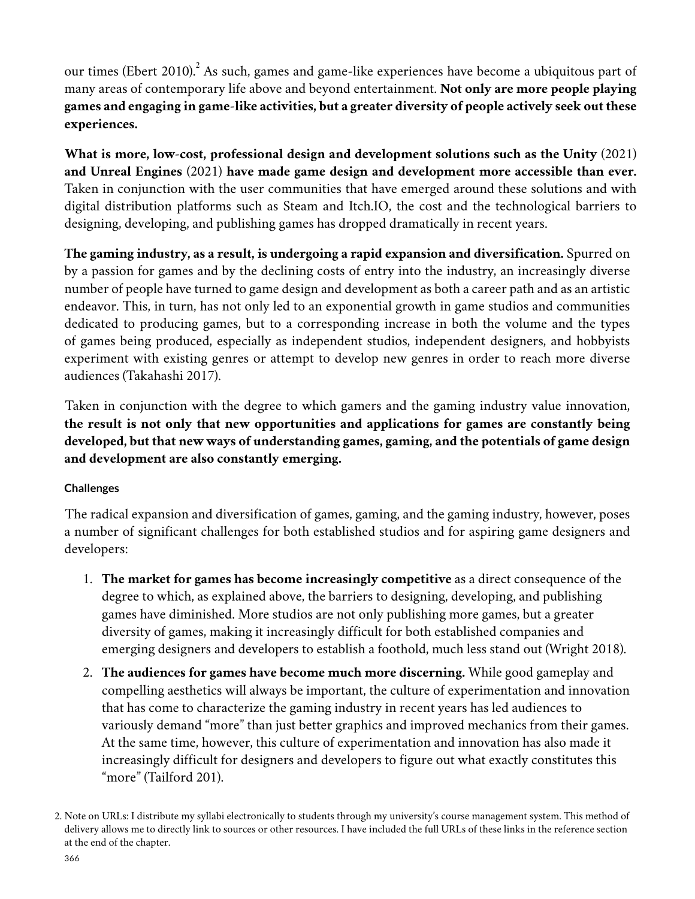our times (Ebert 2010).[2] As such, games and game-like experiences have become a ubiquitous part of many areas of contemporary life above and beyond entertainment. **Not only are more people playing games and engaging in game-like activities, but a greater diversity of people actively seek out these experiences.**

**What is more, low-cost, professional design and development solutions such as the Unity** (2021) **and Unreal Engines** (2021) **have made game design and development more accessible than ever.** Taken in conjunction with the user communities that have emerged around these solutions and with digital distribution platforms such as Steam and Itch.IO, the cost and the technological barriers to designing, developing, and publishing games has dropped dramatically in recent years.

**The gaming industry, as a result, is undergoing a rapid expansion and diversification.** Spurred on by a passion for games and by the declining costs of entry into the industry, an increasingly diverse number of people have turned to game design and development as both a career path and as an artistic endeavor. This, in turn, has not only led to an exponential growth in game studios and communities dedicated to producing games, but to a corresponding increase in both the volume and the types of games being produced, especially as independent studios, independent designers, and hobbyists experiment with existing genres or attempt to develop new genres in order to reach more diverse audiences (Takahashi 2017).

Taken in conjunction with the degree to which gamers and the gaming industry value innovation, **the result is not only that new opportunities and applications for games are constantly being developed, but that new ways of understanding games, gaming, and the potentials of game design and development are also constantly emerging.**

#### Challenges

The radical expansion and diversification of games, gaming, and the gaming industry, however, poses a number of significant challenges for both established studios and for aspiring game designers and developers:

1. **The market for games has become increasingly competitive** as a direct consequence of the degree to which, as explained above, the barriers to designing, developing, and publishing games have diminished. More studios are not only publishing more games, but a greater diversity of games, making it increasingly difficult for both established companies and emerging designers and developers to establish a foothold, much less stand out (Wright 2018).
2. **The audiences for games have become much more discerning.** While good gameplay and compelling aesthetics will always be important, the culture of experimentation and innovation that has come to characterize the gaming industry in recent years has led audiences to variously demand "more" than just better graphics and improved mechanics from their games. At the same time, however, this culture of experimentation and innovation has also made it increasingly difficult for designers and developers to figure out what exactly constitutes this "more" (Tailford 201).

2. Note on URLs: I distribute my syllabi electronically to students through my university's course management system. This method of delivery allows me to directly link to sources or other resources. I have included the full URLs of these links in the reference section at the end of the chapter.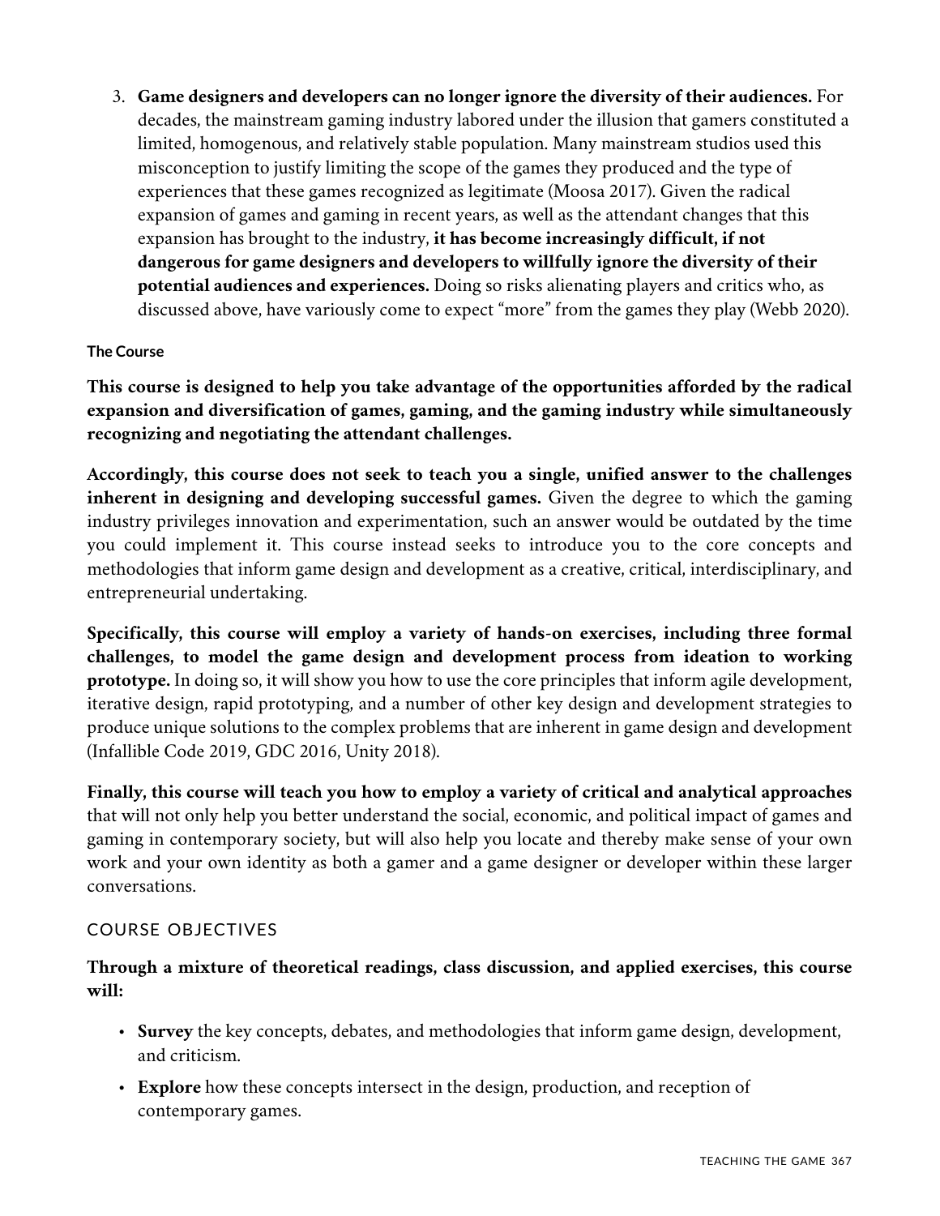3. **Game designers and developers can no longer ignore the diversity of their audiences.** For decades, the mainstream gaming industry labored under the illusion that gamers constituted a limited, homogenous, and relatively stable population. Many mainstream studios used this misconception to justify limiting the scope of the games they produced and the type of experiences that these games recognized as legitimate (Moosa 2017). Given the radical expansion of games and gaming in recent years, as well as the attendant changes that this expansion has brought to the industry, **it has become increasingly difficult, if not dangerous for game designers and developers to willfully ignore the diversity of their potential audiences and experiences.** Doing so risks alienating players and critics who, as discussed above, have variously come to expect "more" from the games they play (Webb 2020).

#### The Course

**This course is designed to help you take advantage of the opportunities afforded by the radical expansion and diversification of games, gaming, and the gaming industry while simultaneously recognizing and negotiating the attendant challenges.**

**Accordingly, this course does not seek to teach you a single, unified answer to the challenges inherent in designing and developing successful games.** Given the degree to which the gaming industry privileges innovation and experimentation, such an answer would be outdated by the time you could implement it. This course instead seeks to introduce you to the core concepts and methodologies that inform game design and development as a creative, critical, interdisciplinary, and entrepreneurial undertaking.

**Specifically, this course will employ a variety of hands-on exercises, including three formal challenges, to model the game design and development process from ideation to working prototype.** In doing so, it will show you how to use the core principles that inform agile development, iterative design, rapid prototyping, and a number of other key design and development strategies to produce unique solutions to the complex problems that are inherent in game design and development (Infallible Code 2019, GDC 2016, Unity 2018).

**Finally, this course will teach you how to employ a variety of critical and analytical approaches** that will not only help you better understand the social, economic, and political impact of games and gaming in contemporary society, but will also help you locate and thereby make sense of your own work and your own identity as both a gamer and a game designer or developer within these larger conversations.

### COURSE OBJECTIVES

**Through a mixture of theoretical readings, class discussion, and applied exercises, this course will:**

- **Survey** the key concepts, debates, and methodologies that inform game design, development, and criticism.
- **Explore** how these concepts intersect in the design, production, and reception of contemporary games.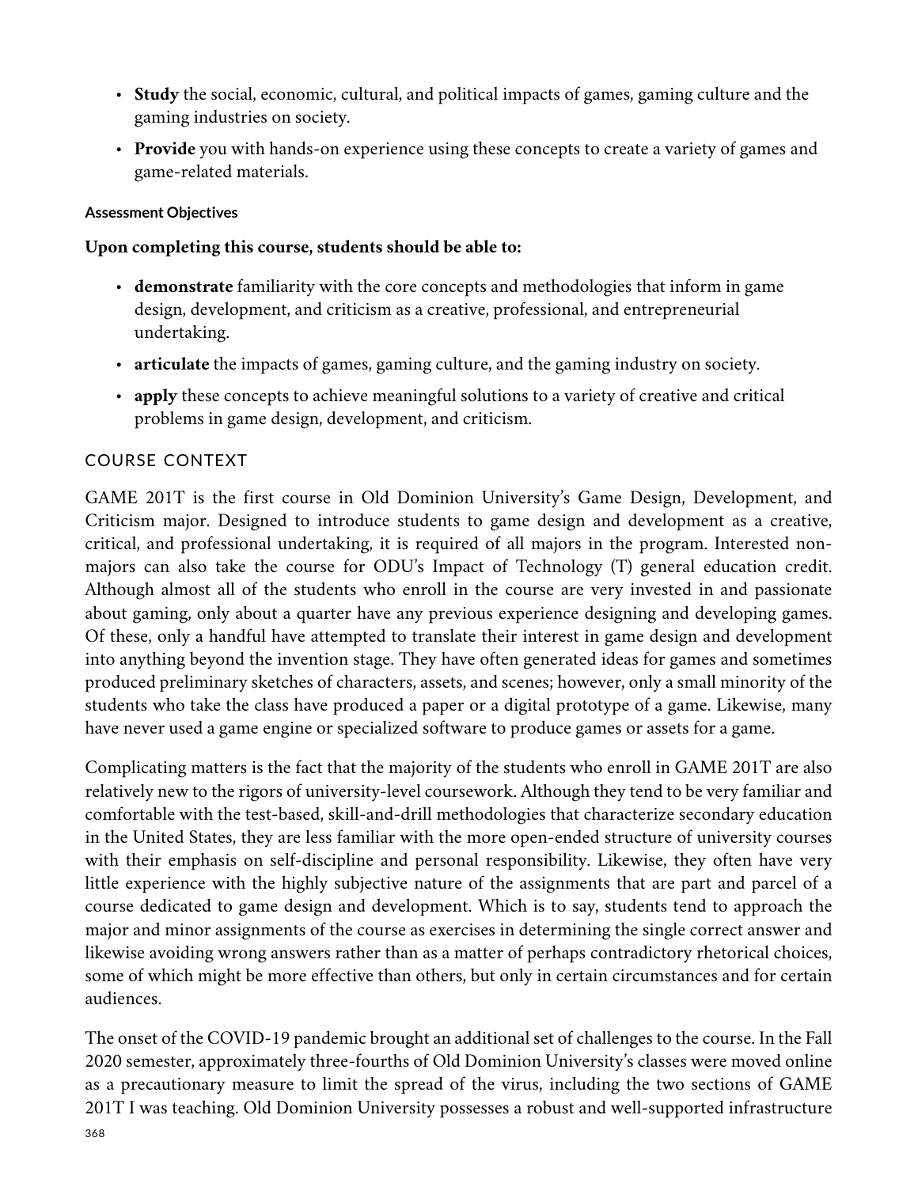- **Study** the social, economic, cultural, and political impacts of games, gaming culture and the gaming industries on society.
- **Provide** you with hands-on experience using these concepts to create a variety of games and game-related materials.

#### Assessment Objectives

**Upon completing this course, students should be able to:**

- **demonstrate** familiarity with the core concepts and methodologies that inform in game design, development, and criticism as a creative, professional, and entrepreneurial undertaking.
- **articulate** the impacts of games, gaming culture, and the gaming industry on society.
- **apply** these concepts to achieve meaningful solutions to a variety of creative and critical problems in game design, development, and criticism.

### COURSE CONTEXT

GAME 201T is the first course in Old Dominion University's Game Design, Development, and Criticism major. Designed to introduce students to game design and development as a creative, critical, and professional undertaking, it is required of all majors in the program. Interested non-majors can also take the course for ODU's Impact of Technology (T) general education credit. Although almost all of the students who enroll in the course are very invested in and passionate about gaming, only about a quarter have any previous experience designing and developing games. Of these, only a handful have attempted to translate their interest in game design and development into anything beyond the invention stage. They have often generated ideas for games and sometimes produced preliminary sketches of characters, assets, and scenes; however, only a small minority of the students who take the class have produced a paper or a digital prototype of a game. Likewise, many have never used a game engine or specialized software to produce games or assets for a game.

Complicating matters is the fact that the majority of the students who enroll in GAME 201T are also relatively new to the rigors of university-level coursework. Although they tend to be very familiar and comfortable with the test-based, skill-and-drill methodologies that characterize secondary education in the United States, they are less familiar with the more open-ended structure of university courses with their emphasis on self-discipline and personal responsibility. Likewise, they often have very little experience with the highly subjective nature of the assignments that are part and parcel of a course dedicated to game design and development. Which is to say, students tend to approach the major and minor assignments of the course as exercises in determining the single correct answer and likewise avoiding wrong answers rather than as a matter of perhaps contradictory rhetorical choices, some of which might be more effective than others, but only in certain circumstances and for certain audiences.

The onset of the COVID-19 pandemic brought an additional set of challenges to the course. In the Fall 2020 semester, approximately three-fourths of Old Dominion University's classes were moved online as a precautionary measure to limit the spread of the virus, including the two sections of GAME 201T I was teaching. Old Dominion University possesses a robust and well-supported infrastructure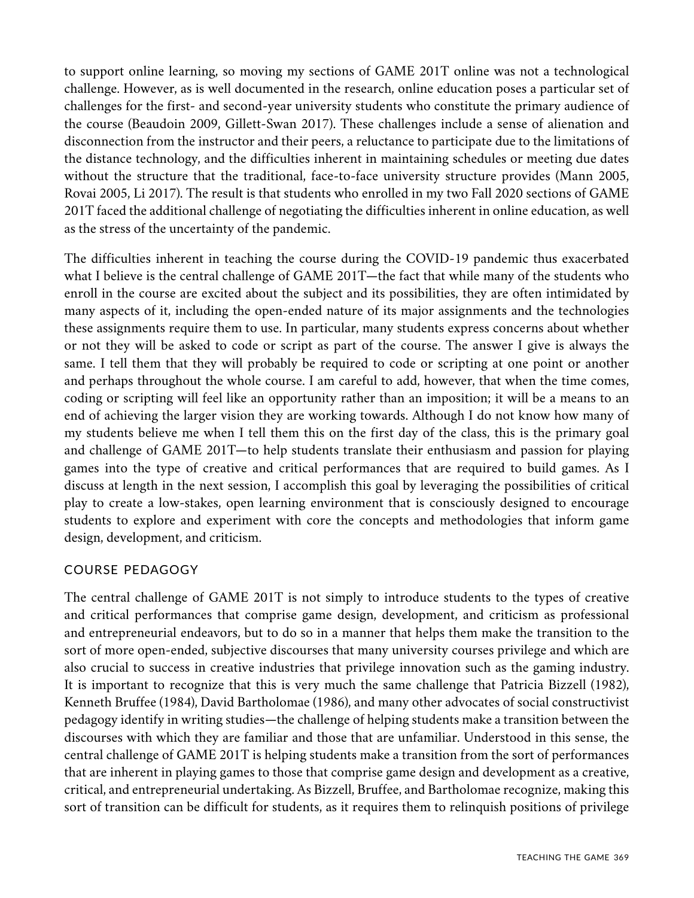to support online learning, so moving my sections of GAME 201T online was not a technological challenge. However, as is well documented in the research, online education poses a particular set of challenges for the first- and second-year university students who constitute the primary audience of the course (Beaudoin 2009, Gillett-Swan 2017). These challenges include a sense of alienation and disconnection from the instructor and their peers, a reluctance to participate due to the limitations of the distance technology, and the difficulties inherent in maintaining schedules or meeting due dates without the structure that the traditional, face-to-face university structure provides (Mann 2005, Rovai 2005, Li 2017). The result is that students who enrolled in my two Fall 2020 sections of GAME 201T faced the additional challenge of negotiating the difficulties inherent in online education, as well as the stress of the uncertainty of the pandemic.

The difficulties inherent in teaching the course during the COVID-19 pandemic thus exacerbated what I believe is the central challenge of GAME 201T—the fact that while many of the students who enroll in the course are excited about the subject and its possibilities, they are often intimidated by many aspects of it, including the open-ended nature of its major assignments and the technologies these assignments require them to use. In particular, many students express concerns about whether or not they will be asked to code or script as part of the course. The answer I give is always the same. I tell them that they will probably be required to code or scripting at one point or another and perhaps throughout the whole course. I am careful to add, however, that when the time comes, coding or scripting will feel like an opportunity rather than an imposition; it will be a means to an end of achieving the larger vision they are working towards. Although I do not know how many of my students believe me when I tell them this on the first day of the class, this is the primary goal and challenge of GAME 201T—to help students translate their enthusiasm and passion for playing games into the type of creative and critical performances that are required to build games. As I discuss at length in the next session, I accomplish this goal by leveraging the possibilities of critical play to create a low-stakes, open learning environment that is consciously designed to encourage students to explore and experiment with core the concepts and methodologies that inform game design, development, and criticism.

## COURSE PEDAGOGY

The central challenge of GAME 201T is not simply to introduce students to the types of creative and critical performances that comprise game design, development, and criticism as professional and entrepreneurial endeavors, but to do so in a manner that helps them make the transition to the sort of more open-ended, subjective discourses that many university courses privilege and which are also crucial to success in creative industries that privilege innovation such as the gaming industry. It is important to recognize that this is very much the same challenge that Patricia Bizzell (1982), Kenneth Bruffee (1984), David Bartholomae (1986), and many other advocates of social constructivist pedagogy identify in writing studies—the challenge of helping students make a transition between the discourses with which they are familiar and those that are unfamiliar. Understood in this sense, the central challenge of GAME 201T is helping students make a transition from the sort of performances that are inherent in playing games to those that comprise game design and development as a creative, critical, and entrepreneurial undertaking. As Bizzell, Bruffee, and Bartholomae recognize, making this sort of transition can be difficult for students, as it requires them to relinquish positions of privilege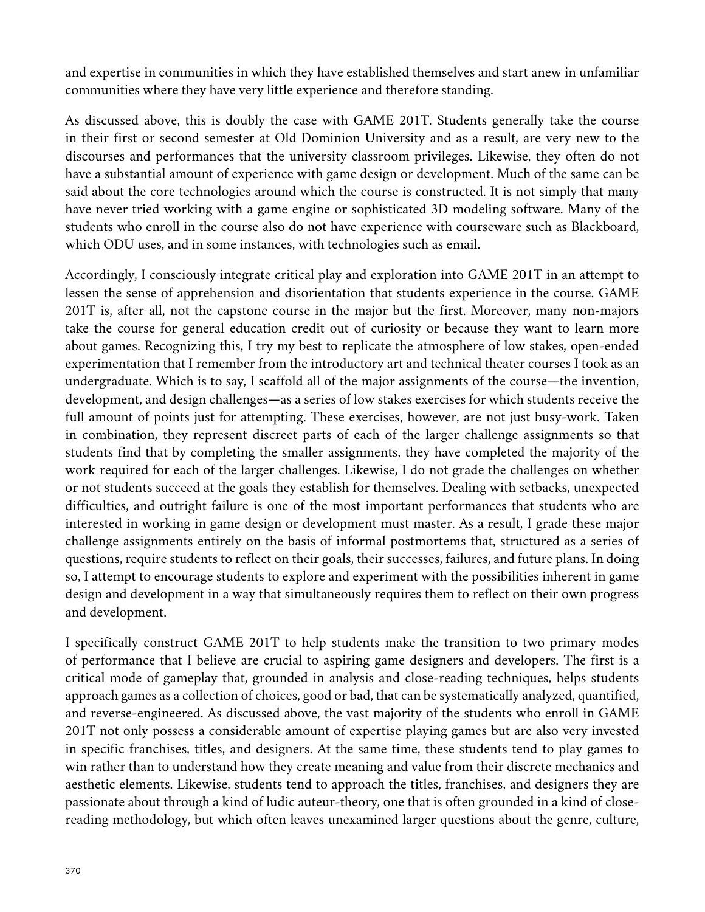and expertise in communities in which they have established themselves and start anew in unfamiliar communities where they have very little experience and therefore standing.

As discussed above, this is doubly the case with GAME 201T. Students generally take the course in their first or second semester at Old Dominion University and as a result, are very new to the discourses and performances that the university classroom privileges. Likewise, they often do not have a substantial amount of experience with game design or development. Much of the same can be said about the core technologies around which the course is constructed. It is not simply that many have never tried working with a game engine or sophisticated 3D modeling software. Many of the students who enroll in the course also do not have experience with courseware such as Blackboard, which ODU uses, and in some instances, with technologies such as email.

Accordingly, I consciously integrate critical play and exploration into GAME 201T in an attempt to lessen the sense of apprehension and disorientation that students experience in the course. GAME 201T is, after all, not the capstone course in the major but the first. Moreover, many non-majors take the course for general education credit out of curiosity or because they want to learn more about games. Recognizing this, I try my best to replicate the atmosphere of low stakes, open-ended experimentation that I remember from the introductory art and technical theater courses I took as an undergraduate. Which is to say, I scaffold all of the major assignments of the course—the invention, development, and design challenges—as a series of low stakes exercises for which students receive the full amount of points just for attempting. These exercises, however, are not just busy-work. Taken in combination, they represent discreet parts of each of the larger challenge assignments so that students find that by completing the smaller assignments, they have completed the majority of the work required for each of the larger challenges. Likewise, I do not grade the challenges on whether or not students succeed at the goals they establish for themselves. Dealing with setbacks, unexpected difficulties, and outright failure is one of the most important performances that students who are interested in working in game design or development must master. As a result, I grade these major challenge assignments entirely on the basis of informal postmortems that, structured as a series of questions, require students to reflect on their goals, their successes, failures, and future plans. In doing so, I attempt to encourage students to explore and experiment with the possibilities inherent in game design and development in a way that simultaneously requires them to reflect on their own progress and development.

I specifically construct GAME 201T to help students make the transition to two primary modes of performance that I believe are crucial to aspiring game designers and developers. The first is a critical mode of gameplay that, grounded in analysis and close-reading techniques, helps students approach games as a collection of choices, good or bad, that can be systematically analyzed, quantified, and reverse-engineered. As discussed above, the vast majority of the students who enroll in GAME 201T not only possess a considerable amount of expertise playing games but are also very invested in specific franchises, titles, and designers. At the same time, these students tend to play games to win rather than to understand how they create meaning and value from their discrete mechanics and aesthetic elements. Likewise, students tend to approach the titles, franchises, and designers they are passionate about through a kind of ludic auteur-theory, one that is often grounded in a kind of close-reading methodology, but which often leaves unexamined larger questions about the genre, culture,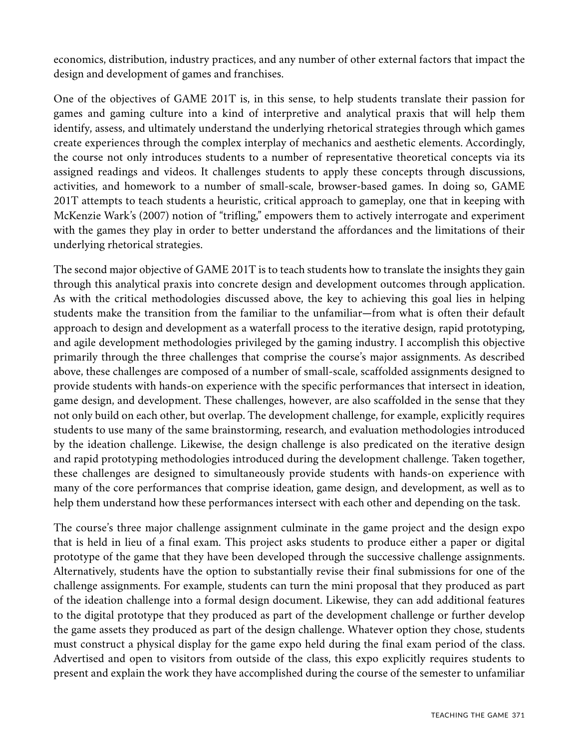economics, distribution, industry practices, and any number of other external factors that impact the design and development of games and franchises.

One of the objectives of GAME 201T is, in this sense, to help students translate their passion for games and gaming culture into a kind of interpretive and analytical praxis that will help them identify, assess, and ultimately understand the underlying rhetorical strategies through which games create experiences through the complex interplay of mechanics and aesthetic elements. Accordingly, the course not only introduces students to a number of representative theoretical concepts via its assigned readings and videos. It challenges students to apply these concepts through discussions, activities, and homework to a number of small-scale, browser-based games. In doing so, GAME 201T attempts to teach students a heuristic, critical approach to gameplay, one that in keeping with McKenzie Wark's (2007) notion of "trifling," empowers them to actively interrogate and experiment with the games they play in order to better understand the affordances and the limitations of their underlying rhetorical strategies.

The second major objective of GAME 201T is to teach students how to translate the insights they gain through this analytical praxis into concrete design and development outcomes through application. As with the critical methodologies discussed above, the key to achieving this goal lies in helping students make the transition from the familiar to the unfamiliar—from what is often their default approach to design and development as a waterfall process to the iterative design, rapid prototyping, and agile development methodologies privileged by the gaming industry. I accomplish this objective primarily through the three challenges that comprise the course's major assignments. As described above, these challenges are composed of a number of small-scale, scaffolded assignments designed to provide students with hands-on experience with the specific performances that intersect in ideation, game design, and development. These challenges, however, are also scaffolded in the sense that they not only build on each other, but overlap. The development challenge, for example, explicitly requires students to use many of the same brainstorming, research, and evaluation methodologies introduced by the ideation challenge. Likewise, the design challenge is also predicated on the iterative design and rapid prototyping methodologies introduced during the development challenge. Taken together, these challenges are designed to simultaneously provide students with hands-on experience with many of the core performances that comprise ideation, game design, and development, as well as to help them understand how these performances intersect with each other and depending on the task.

The course's three major challenge assignment culminate in the game project and the design expo that is held in lieu of a final exam. This project asks students to produce either a paper or digital prototype of the game that they have been developed through the successive challenge assignments. Alternatively, students have the option to substantially revise their final submissions for one of the challenge assignments. For example, students can turn the mini proposal that they produced as part of the ideation challenge into a formal design document. Likewise, they can add additional features to the digital prototype that they produced as part of the development challenge or further develop the game assets they produced as part of the design challenge. Whatever option they chose, students must construct a physical display for the game expo held during the final exam period of the class. Advertised and open to visitors from outside of the class, this expo explicitly requires students to present and explain the work they have accomplished during the course of the semester to unfamiliar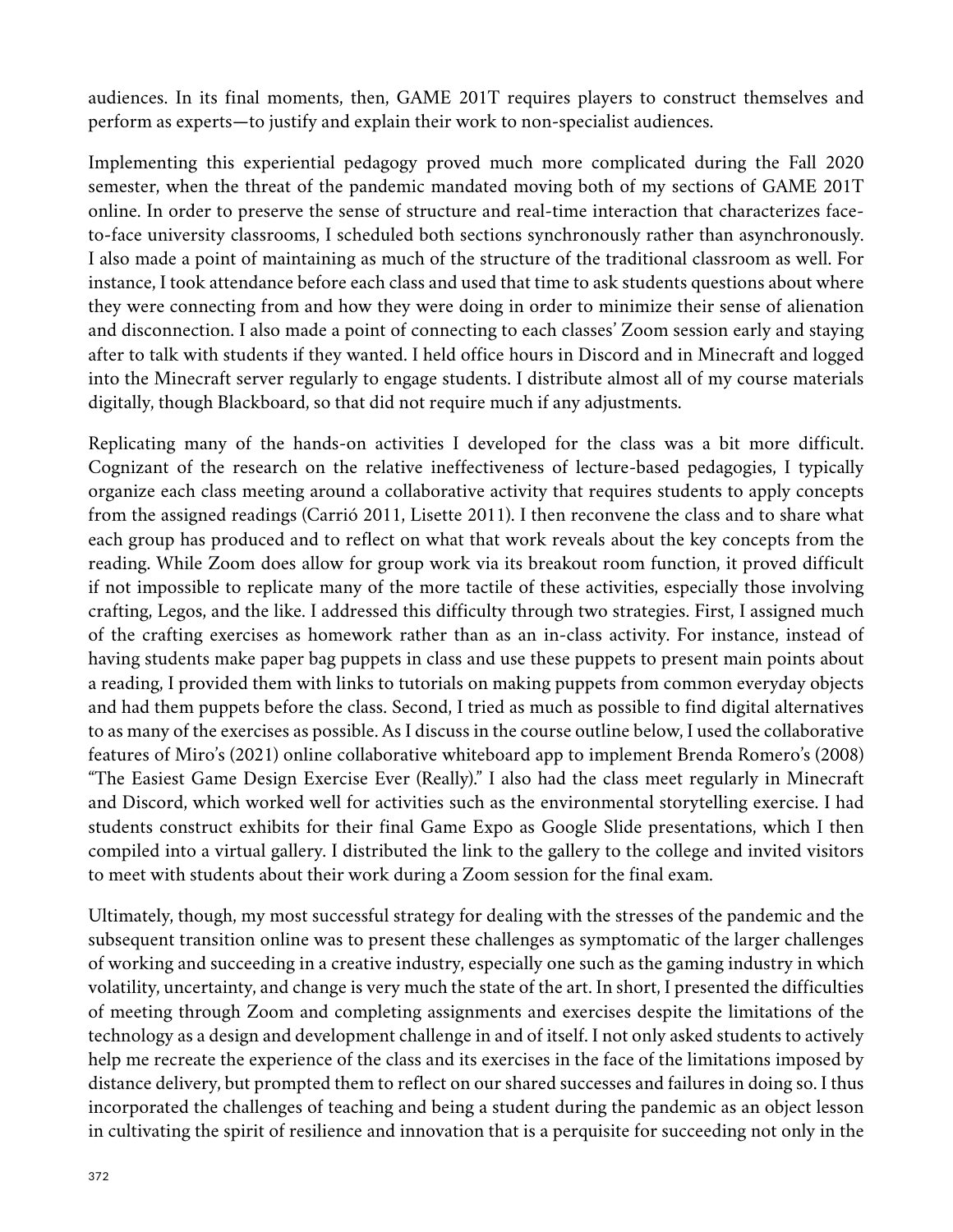audiences. In its final moments, then, GAME 201T requires players to construct themselves and perform as experts—to justify and explain their work to non-specialist audiences.

Implementing this experiential pedagogy proved much more complicated during the Fall 2020 semester, when the threat of the pandemic mandated moving both of my sections of GAME 201T online. In order to preserve the sense of structure and real-time interaction that characterizes face-to-face university classrooms, I scheduled both sections synchronously rather than asynchronously. I also made a point of maintaining as much of the structure of the traditional classroom as well. For instance, I took attendance before each class and used that time to ask students questions about where they were connecting from and how they were doing in order to minimize their sense of alienation and disconnection. I also made a point of connecting to each classes' Zoom session early and staying after to talk with students if they wanted. I held office hours in Discord and in Minecraft and logged into the Minecraft server regularly to engage students. I distribute almost all of my course materials digitally, though Blackboard, so that did not require much if any adjustments.

Replicating many of the hands-on activities I developed for the class was a bit more difficult. Cognizant of the research on the relative ineffectiveness of lecture-based pedagogies, I typically organize each class meeting around a collaborative activity that requires students to apply concepts from the assigned readings (Carrió 2011, Lisette 2011). I then reconvene the class and to share what each group has produced and to reflect on what that work reveals about the key concepts from the reading. While Zoom does allow for group work via its breakout room function, it proved difficult if not impossible to replicate many of the more tactile of these activities, especially those involving crafting, Legos, and the like. I addressed this difficulty through two strategies. First, I assigned much of the crafting exercises as homework rather than as an in-class activity. For instance, instead of having students make paper bag puppets in class and use these puppets to present main points about a reading, I provided them with links to tutorials on making puppets from common everyday objects and had them puppets before the class. Second, I tried as much as possible to find digital alternatives to as many of the exercises as possible. As I discuss in the course outline below, I used the collaborative features of Miro's (2021) online collaborative whiteboard app to implement Brenda Romero's (2008) "The Easiest Game Design Exercise Ever (Really)." I also had the class meet regularly in Minecraft and Discord, which worked well for activities such as the environmental storytelling exercise. I had students construct exhibits for their final Game Expo as Google Slide presentations, which I then compiled into a virtual gallery. I distributed the link to the gallery to the college and invited visitors to meet with students about their work during a Zoom session for the final exam.

Ultimately, though, my most successful strategy for dealing with the stresses of the pandemic and the subsequent transition online was to present these challenges as symptomatic of the larger challenges of working and succeeding in a creative industry, especially one such as the gaming industry in which volatility, uncertainty, and change is very much the state of the art. In short, I presented the difficulties of meeting through Zoom and completing assignments and exercises despite the limitations of the technology as a design and development challenge in and of itself. I not only asked students to actively help me recreate the experience of the class and its exercises in the face of the limitations imposed by distance delivery, but prompted them to reflect on our shared successes and failures in doing so. I thus incorporated the challenges of teaching and being a student during the pandemic as an object lesson in cultivating the spirit of resilience and innovation that is a perquisite for succeeding not only in the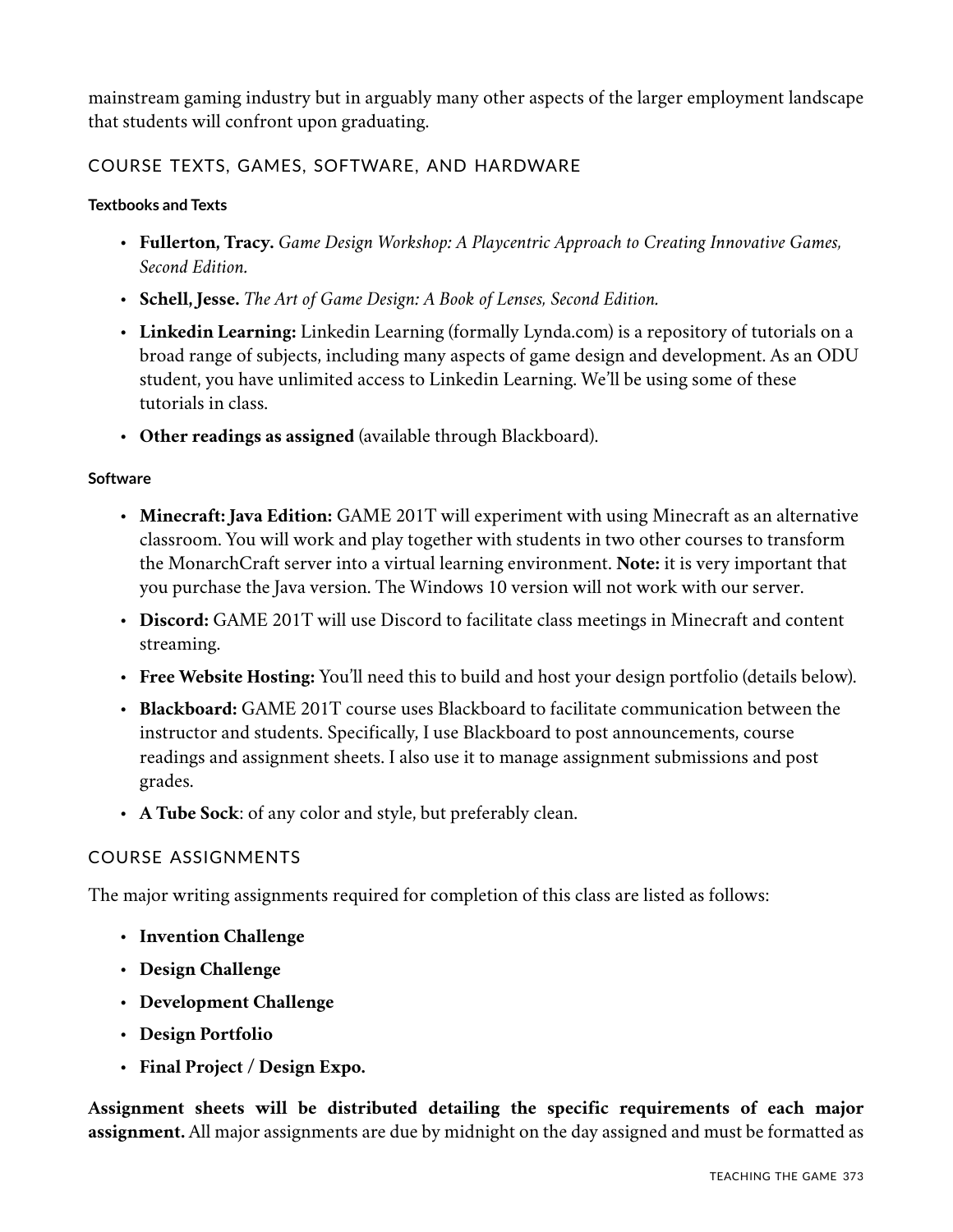mainstream gaming industry but in arguably many other aspects of the larger employment landscape that students will confront upon graduating.

## COURSE TEXTS, GAMES, SOFTWARE, AND HARDWARE

### Textbooks and Texts

- **Fullerton, Tracy.** *Game Design Workshop: A Playcentric Approach to Creating Innovative Games, Second Edition.*
- **Schell, Jesse.** *The Art of Game Design: A Book of Lenses, Second Edition.*
- **Linkedin Learning:** Linkedin Learning (formally Lynda.com) is a repository of tutorials on a broad range of subjects, including many aspects of game design and development. As an ODU student, you have unlimited access to Linkedin Learning. We'll be using some of these tutorials in class.
- **Other readings as assigned** (available through Blackboard).

### Software

- **Minecraft: Java Edition:** GAME 201T will experiment with using Minecraft as an alternative classroom. You will work and play together with students in two other courses to transform the MonarchCraft server into a virtual learning environment. **Note:** it is very important that you purchase the Java version. The Windows 10 version will not work with our server.
- **Discord:** GAME 201T will use Discord to facilitate class meetings in Minecraft and content streaming.
- **Free Website Hosting:** You'll need this to build and host your design portfolio (details below).
- **Blackboard:** GAME 201T course uses Blackboard to facilitate communication between the instructor and students. Specifically, I use Blackboard to post announcements, course readings and assignment sheets. I also use it to manage assignment submissions and post grades.
- **A Tube Sock**: of any color and style, but preferably clean.

## COURSE ASSIGNMENTS

The major writing assignments required for completion of this class are listed as follows:

- **Invention Challenge**
- **Design Challenge**
- **Development Challenge**
- **Design Portfolio**
- **Final Project / Design Expo.**

**Assignment sheets will be distributed detailing the specific requirements of each major assignment.** All major assignments are due by midnight on the day assigned and must be formatted as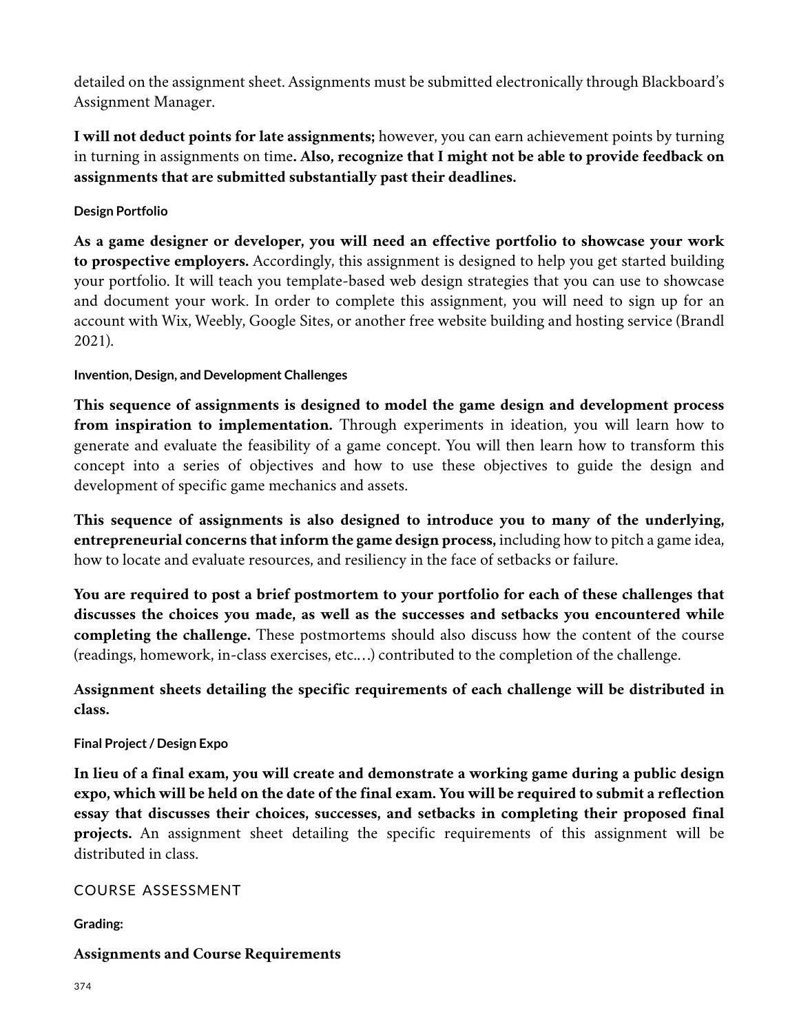detailed on the assignment sheet. Assignments must be submitted electronically through Blackboard's Assignment Manager.

**I will not deduct points for late assignments;** however, you can earn achievement points by turning in turning in assignments on time**. Also, recognize that I might not be able to provide feedback on assignments that are submitted substantially past their deadlines.**

#### Design Portfolio

**As a game designer or developer, you will need an effective portfolio to showcase your work to prospective employers.** Accordingly, this assignment is designed to help you get started building your portfolio. It will teach you template-based web design strategies that you can use to showcase and document your work. In order to complete this assignment, you will need to sign up for an account with Wix, Weebly, Google Sites, or another free website building and hosting service (Brandl 2021).

#### Invention, Design, and Development Challenges

**This sequence of assignments is designed to model the game design and development process from inspiration to implementation.** Through experiments in ideation, you will learn how to generate and evaluate the feasibility of a game concept. You will then learn how to transform this concept into a series of objectives and how to use these objectives to guide the design and development of specific game mechanics and assets.

**This sequence of assignments is also designed to introduce you to many of the underlying, entrepreneurial concerns that inform the game design process,** including how to pitch a game idea, how to locate and evaluate resources, and resiliency in the face of setbacks or failure.

**You are required to post a brief postmortem to your portfolio for each of these challenges that discusses the choices you made, as well as the successes and setbacks you encountered while completing the challenge.** These postmortems should also discuss how the content of the course (readings, homework, in-class exercises, etc.…) contributed to the completion of the challenge.

**Assignment sheets detailing the specific requirements of each challenge will be distributed in class.**

#### Final Project / Design Expo

**In lieu of a final exam, you will create and demonstrate a working game during a public design expo, which will be held on the date of the final exam. You will be required to submit a reflection essay that discusses their choices, successes, and setbacks in completing their proposed final projects.** An assignment sheet detailing the specific requirements of this assignment will be distributed in class.

## COURSE ASSESSMENT

#### Grading:

**Assignments and Course Requirements**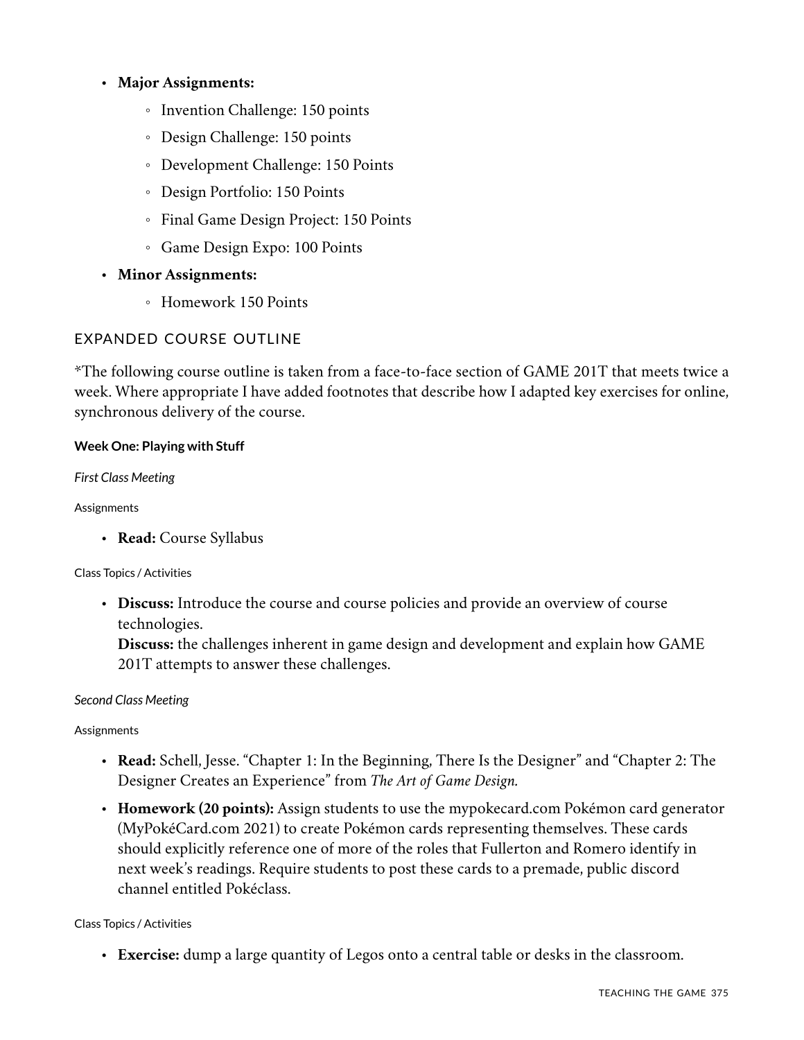- **Major Assignments:**
    - Invention Challenge: 150 points
    - Design Challenge: 150 points
    - Development Challenge: 150 Points
    - Design Portfolio: 150 Points
    - Final Game Design Project: 150 Points
    - Game Design Expo: 100 Points
- **Minor Assignments:**
    - Homework 150 Points

## EXPANDED COURSE OUTLINE

*The following course outline is taken from a face-to-face section of GAME 201T that meets twice a week. Where appropriate I have added footnotes that describe how I adapted key exercises for online, synchronous delivery of the course.

#### Week One: Playing with Stuff

*First Class Meeting*

Assignments

- **Read:** Course Syllabus

Class Topics / Activities

- **Discuss:** Introduce the course and course policies and provide an overview of course technologies.
  **Discuss:** the challenges inherent in game design and development and explain how GAME 201T attempts to answer these challenges.

*Second Class Meeting*

Assignments

- **Read:** Schell, Jesse. "Chapter 1: In the Beginning, There Is the Designer" and "Chapter 2: The Designer Creates an Experience" from *The Art of Game Design.*
- **Homework (20 points):** Assign students to use the mypokecard.com Pokémon card generator (MyPokéCard.com 2021) to create Pokémon cards representing themselves. These cards should explicitly reference one of more of the roles that Fullerton and Romero identify in next week's readings. Require students to post these cards to a premade, public discord channel entitled Pokéclass.

Class Topics / Activities

- **Exercise:** dump a large quantity of Legos onto a central table or desks in the classroom.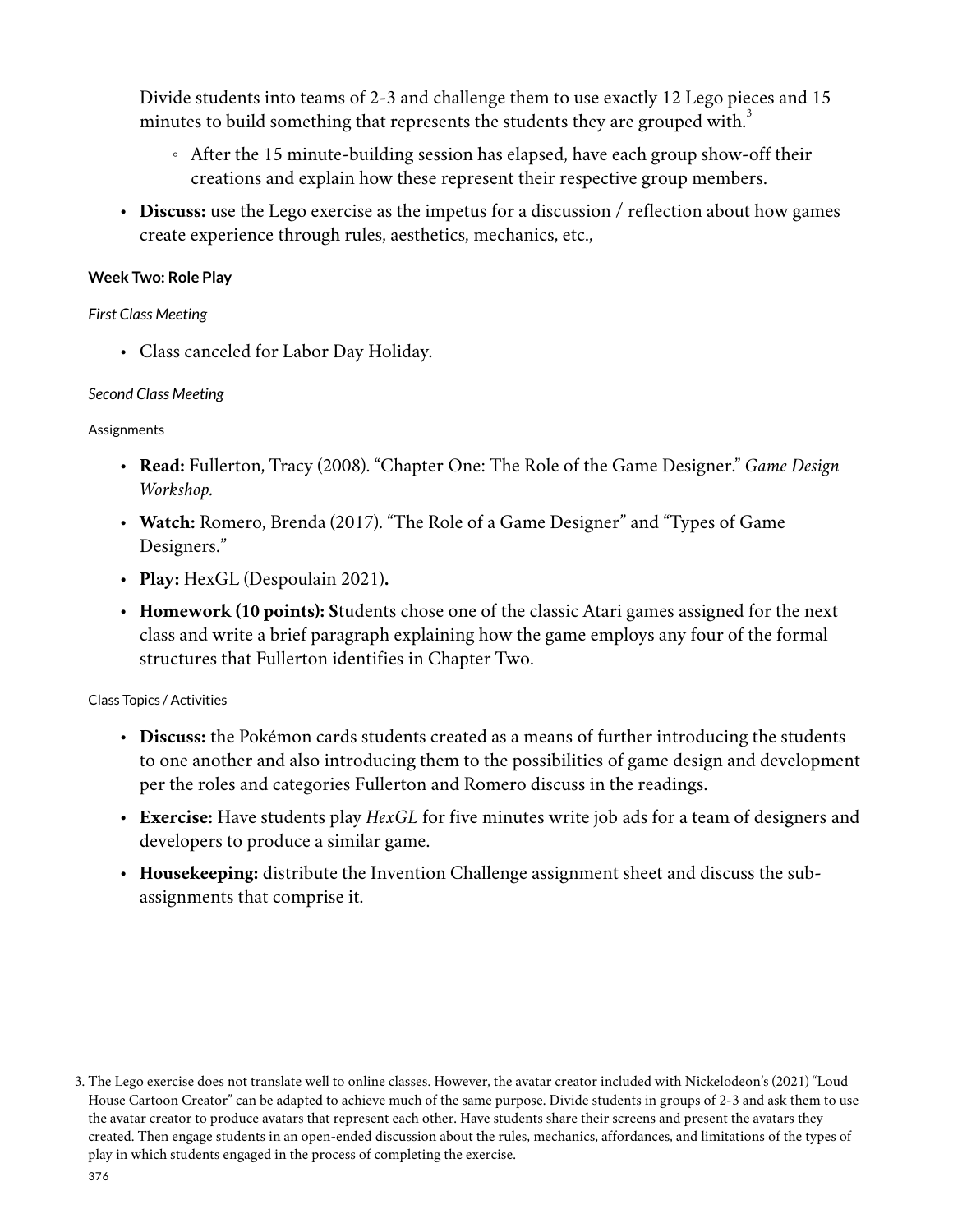Divide students into teams of 2-3 and challenge them to use exactly 12 Lego pieces and 15 minutes to build something that represents the students they are grouped with.[3]

    - After the 15 minute-building session has elapsed, have each group show-off their creations and explain how these represent their respective group members.

- **Discuss:** use the Lego exercise as the impetus for a discussion / reflection about how games create experience through rules, aesthetics, mechanics, etc.,

#### Week Two: Role Play

*First Class Meeting*

- Class canceled for Labor Day Holiday.

*Second Class Meeting*

Assignments

- **Read:** Fullerton, Tracy (2008). "Chapter One: The Role of the Game Designer." *Game Design Workshop.*
- **Watch:** Romero, Brenda (2017). "The Role of a Game Designer" and "Types of Game Designers."
- **Play:** HexGL (Despoulain 2021)**.**
- **Homework (10 points): S**tudents chose one of the classic Atari games assigned for the next class and write a brief paragraph explaining how the game employs any four of the formal structures that Fullerton identifies in Chapter Two.

Class Topics / Activities

- **Discuss:** the Pokémon cards students created as a means of further introducing the students to one another and also introducing them to the possibilities of game design and development per the roles and categories Fullerton and Romero discuss in the readings.
- **Exercise:** Have students play *HexGL* for five minutes write job ads for a team of designers and developers to produce a similar game.
- **Housekeeping:** distribute the Invention Challenge assignment sheet and discuss the sub-assignments that comprise it.

3. The Lego exercise does not translate well to online classes. However, the avatar creator included with Nickelodeon's (2021) "Loud House Cartoon Creator" can be adapted to achieve much of the same purpose. Divide students in groups of 2-3 and ask them to use the avatar creator to produce avatars that represent each other. Have students share their screens and present the avatars they created. Then engage students in an open-ended discussion about the rules, mechanics, affordances, and limitations of the types of play in which students engaged in the process of completing the exercise.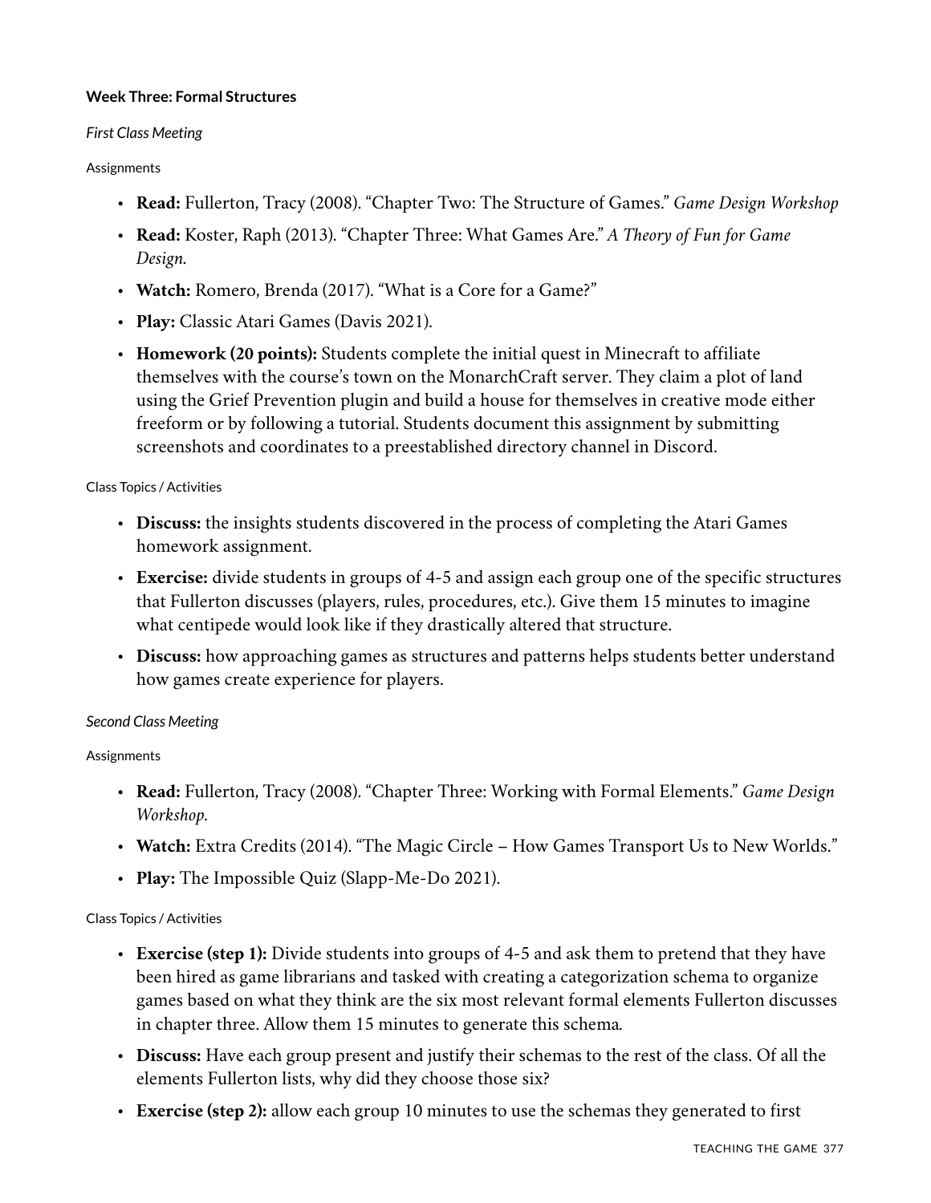**Week Three: Formal Structures**

*First Class Meeting*

Assignments

- **Read:** Fullerton, Tracy (2008). "Chapter Two: The Structure of Games." *Game Design Workshop*
- **Read:** Koster, Raph (2013). "Chapter Three: What Games Are." *A Theory of Fun for Game Design.*
- **Watch:** Romero, Brenda (2017). "What is a Core for a Game?"
- **Play:** Classic Atari Games (Davis 2021).
- **Homework (20 points):** Students complete the initial quest in Minecraft to affiliate themselves with the course's town on the MonarchCraft server. They claim a plot of land using the Grief Prevention plugin and build a house for themselves in creative mode either freeform or by following a tutorial. Students document this assignment by submitting screenshots and coordinates to a preestablished directory channel in Discord.

Class Topics / Activities

- **Discuss:** the insights students discovered in the process of completing the Atari Games homework assignment.
- **Exercise:** divide students in groups of 4-5 and assign each group one of the specific structures that Fullerton discusses (players, rules, procedures, etc.). Give them 15 minutes to imagine what centipede would look like if they drastically altered that structure.
- **Discuss:** how approaching games as structures and patterns helps students better understand how games create experience for players.

*Second Class Meeting*

Assignments

- **Read:** Fullerton, Tracy (2008). "Chapter Three: Working with Formal Elements." *Game Design Workshop.*
- **Watch:** Extra Credits (2014). "The Magic Circle – How Games Transport Us to New Worlds."
- **Play:** The Impossible Quiz (Slapp-Me-Do 2021).

Class Topics / Activities

- **Exercise (step 1):** Divide students into groups of 4-5 and ask them to pretend that they have been hired as game librarians and tasked with creating a categorization schema to organize games based on what they think are the six most relevant formal elements Fullerton discusses in chapter three. Allow them 15 minutes to generate this schema.
- **Discuss:** Have each group present and justify their schemas to the rest of the class. Of all the elements Fullerton lists, why did they choose those six?
- **Exercise (step 2):** allow each group 10 minutes to use the schemas they generated to first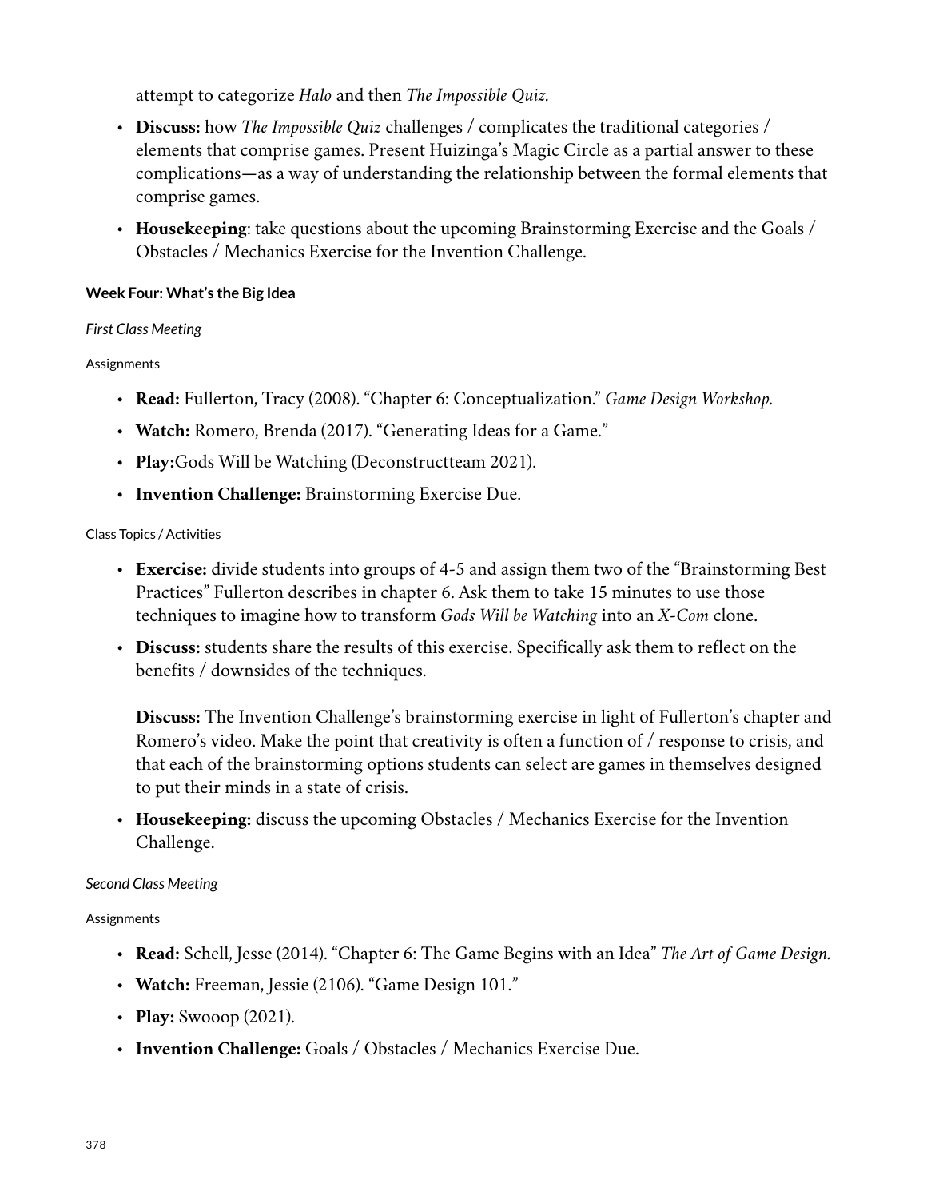attempt to categorize *Halo* and then *The Impossible Quiz*.

- **Discuss:** how *The Impossible Quiz* challenges / complicates the traditional categories / elements that comprise games. Present Huizinga's Magic Circle as a partial answer to these complications—as a way of understanding the relationship between the formal elements that comprise games.
- **Housekeeping**: take questions about the upcoming Brainstorming Exercise and the Goals / Obstacles / Mechanics Exercise for the Invention Challenge.

#### Week Four: What's the Big Idea

*First Class Meeting*

Assignments

- **Read:** Fullerton, Tracy (2008). "Chapter 6: Conceptualization." *Game Design Workshop.*
- **Watch:** Romero, Brenda (2017). "Generating Ideas for a Game."
- **Play:**Gods Will be Watching (Deconstructteam 2021).
- **Invention Challenge:** Brainstorming Exercise Due.

Class Topics / Activities

- **Exercise:** divide students into groups of 4-5 and assign them two of the "Brainstorming Best Practices" Fullerton describes in chapter 6. Ask them to take 15 minutes to use those techniques to imagine how to transform *Gods Will be Watching* into an *X-Com* clone.
- **Discuss:** students share the results of this exercise. Specifically ask them to reflect on the benefits / downsides of the techniques.

  **Discuss:** The Invention Challenge's brainstorming exercise in light of Fullerton's chapter and Romero's video. Make the point that creativity is often a function of / response to crisis, and that each of the brainstorming options students can select are games in themselves designed to put their minds in a state of crisis.
- **Housekeeping:** discuss the upcoming Obstacles / Mechanics Exercise for the Invention Challenge.

*Second Class Meeting*

Assignments

- **Read:** Schell, Jesse (2014). "Chapter 6: The Game Begins with an Idea" *The Art of Game Design.*
- **Watch:** Freeman, Jessie (2106). "Game Design 101."
- **Play:** Swooop (2021).
- **Invention Challenge:** Goals / Obstacles / Mechanics Exercise Due.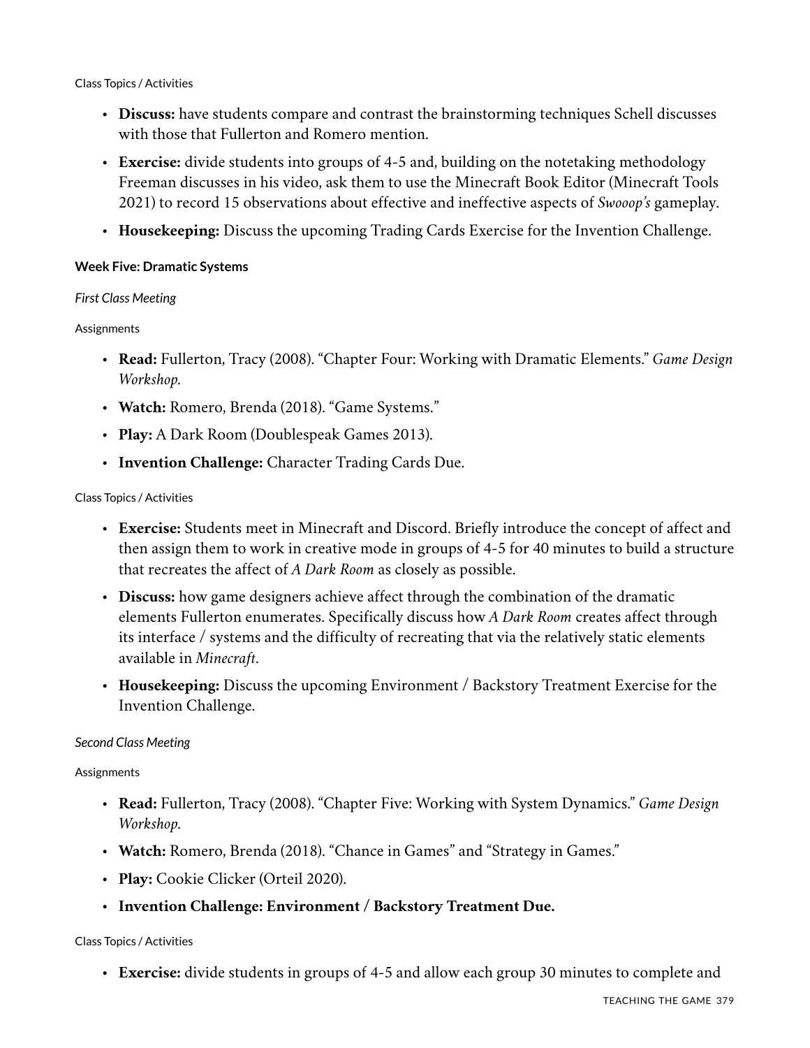Class Topics / Activities

- **Discuss:** have students compare and contrast the brainstorming techniques Schell discusses with those that Fullerton and Romero mention.
- **Exercise:** divide students into groups of 4-5 and, building on the notetaking methodology Freeman discusses in his video, ask them to use the Minecraft Book Editor (Minecraft Tools 2021) to record 15 observations about effective and ineffective aspects of *Swooop's* gameplay.
- **Housekeeping:** Discuss the upcoming Trading Cards Exercise for the Invention Challenge.

#### Week Five: Dramatic Systems

*First Class Meeting*

Assignments

- **Read:** Fullerton, Tracy (2008). "Chapter Four: Working with Dramatic Elements." *Game Design Workshop.*
- **Watch:** Romero, Brenda (2018). "Game Systems."
- **Play:** A Dark Room (Doublespeak Games 2013).
- **Invention Challenge:** Character Trading Cards Due.

Class Topics / Activities

- **Exercise:** Students meet in Minecraft and Discord. Briefly introduce the concept of affect and then assign them to work in creative mode in groups of 4-5 for 40 minutes to build a structure that recreates the affect of *A Dark Room* as closely as possible.
- **Discuss:** how game designers achieve affect through the combination of the dramatic elements Fullerton enumerates. Specifically discuss how *A Dark Room* creates affect through its interface / systems and the difficulty of recreating that via the relatively static elements available in *Minecraft*.
- **Housekeeping:** Discuss the upcoming Environment / Backstory Treatment Exercise for the Invention Challenge.

*Second Class Meeting*

Assignments

- **Read:** Fullerton, Tracy (2008). "Chapter Five: Working with System Dynamics." *Game Design Workshop.*
- **Watch:** Romero, Brenda (2018). "Chance in Games" and "Strategy in Games."
- **Play:** Cookie Clicker (Orteil 2020).
- **Invention Challenge: Environment / Backstory Treatment Due.**

Class Topics / Activities

- **Exercise:** divide students in groups of 4-5 and allow each group 30 minutes to complete and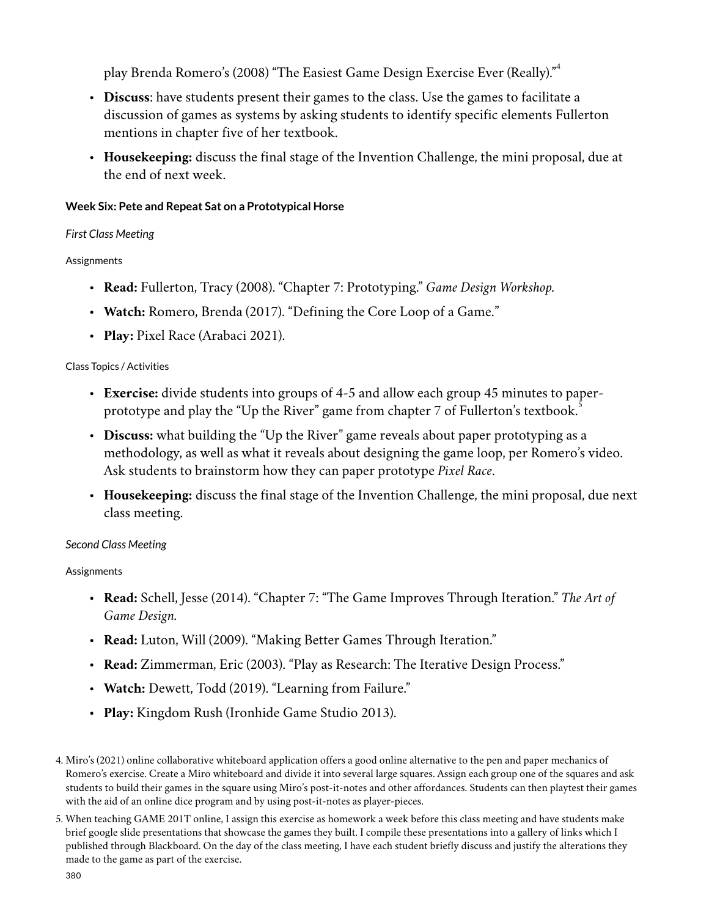play Brenda Romero's (2008) "The Easiest Game Design Exercise Ever (Really)."[4]

- **Discuss**: have students present their games to the class. Use the games to facilitate a discussion of games as systems by asking students to identify specific elements Fullerton mentions in chapter five of her textbook.
- **Housekeeping:** discuss the final stage of the Invention Challenge, the mini proposal, due at the end of next week.

#### Week Six: Pete and Repeat Sat on a Prototypical Horse

*First Class Meeting*

Assignments

- **Read:** Fullerton, Tracy (2008). "Chapter 7: Prototyping." *Game Design Workshop.*
- **Watch:** Romero, Brenda (2017). "Defining the Core Loop of a Game."
- **Play:** Pixel Race (Arabaci 2021).

Class Topics / Activities

- **Exercise:** divide students into groups of 4-5 and allow each group 45 minutes to paper-prototype and play the "Up the River" game from chapter 7 of Fullerton's textbook.[5]
- **Discuss:** what building the "Up the River" game reveals about paper prototyping as a methodology, as well as what it reveals about designing the game loop, per Romero's video. Ask students to brainstorm how they can paper prototype *Pixel Race*.
- **Housekeeping:** discuss the final stage of the Invention Challenge, the mini proposal, due next class meeting.

*Second Class Meeting*

Assignments

- **Read:** Schell, Jesse (2014). "Chapter 7: "The Game Improves Through Iteration." *The Art of Game Design.*
- **Read:** Luton, Will (2009). "Making Better Games Through Iteration."
- **Read:** Zimmerman, Eric (2003). "Play as Research: The Iterative Design Process."
- **Watch:** Dewett, Todd (2019). "Learning from Failure."
- **Play:** Kingdom Rush (Ironhide Game Studio 2013).

4. Miro's (2021) online collaborative whiteboard application offers a good online alternative to the pen and paper mechanics of Romero's exercise. Create a Miro whiteboard and divide it into several large squares. Assign each group one of the squares and ask students to build their games in the square using Miro's post-it-notes and other affordances. Students can then playtest their games with the aid of an online dice program and by using post-it-notes as player-pieces.

5. When teaching GAME 201T online, I assign this exercise as homework a week before this class meeting and have students make brief google slide presentations that showcase the games they built. I compile these presentations into a gallery of links which I published through Blackboard. On the day of the class meeting, I have each student briefly discuss and justify the alterations they made to the game as part of the exercise.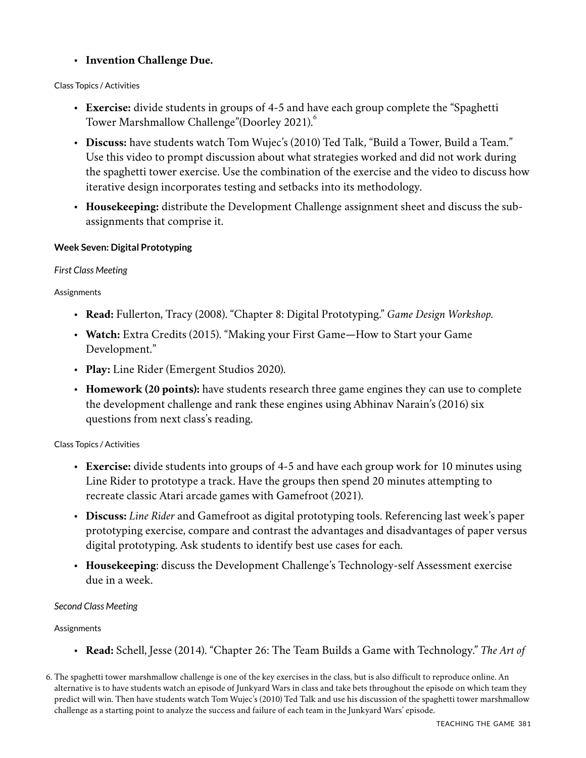- **Invention Challenge Due.**

Class Topics / Activities

- **Exercise:** divide students in groups of 4-5 and have each group complete the "Spaghetti Tower Marshmallow Challenge"(Doorley 2021).[6]
- **Discuss:** have students watch Tom Wujec's (2010) Ted Talk, "Build a Tower, Build a Team." Use this video to prompt discussion about what strategies worked and did not work during the spaghetti tower exercise. Use the combination of the exercise and the video to discuss how iterative design incorporates testing and setbacks into its methodology.
- **Housekeeping:** distribute the Development Challenge assignment sheet and discuss the sub-assignments that comprise it.

**Week Seven: Digital Prototyping**

*First Class Meeting*

Assignments

- **Read:** Fullerton, Tracy (2008). "Chapter 8: Digital Prototyping." *Game Design Workshop.*
- **Watch:** Extra Credits (2015). "Making your First Game—How to Start your Game Development."
- **Play:** Line Rider (Emergent Studios 2020).
- **Homework (20 points):** have students research three game engines they can use to complete the development challenge and rank these engines using Abhinav Narain's (2016) six questions from next class's reading.

Class Topics / Activities

- **Exercise:** divide students into groups of 4-5 and have each group work for 10 minutes using Line Rider to prototype a track. Have the groups then spend 20 minutes attempting to recreate classic Atari arcade games with Gamefroot (2021).
- **Discuss:** *Line Rider* and Gamefroot as digital prototyping tools. Referencing last week's paper prototyping exercise, compare and contrast the advantages and disadvantages of paper versus digital prototyping. Ask students to identify best use cases for each.
- **Housekeeping**: discuss the Development Challenge's Technology-self Assessment exercise due in a week.

*Second Class Meeting*

Assignments

- **Read:** Schell, Jesse (2014). "Chapter 26: The Team Builds a Game with Technology." *The Art of*

6. The spaghetti tower marshmallow challenge is one of the key exercises in the class, but is also difficult to reproduce online. An alternative is to have students watch an episode of Junkyard Wars in class and take bets throughout the episode on which team they predict will win. Then have students watch Tom Wujec's (2010) Ted Talk and use his discussion of the spaghetti tower marshmallow challenge as a starting point to analyze the success and failure of each team in the Junkyard Wars' episode.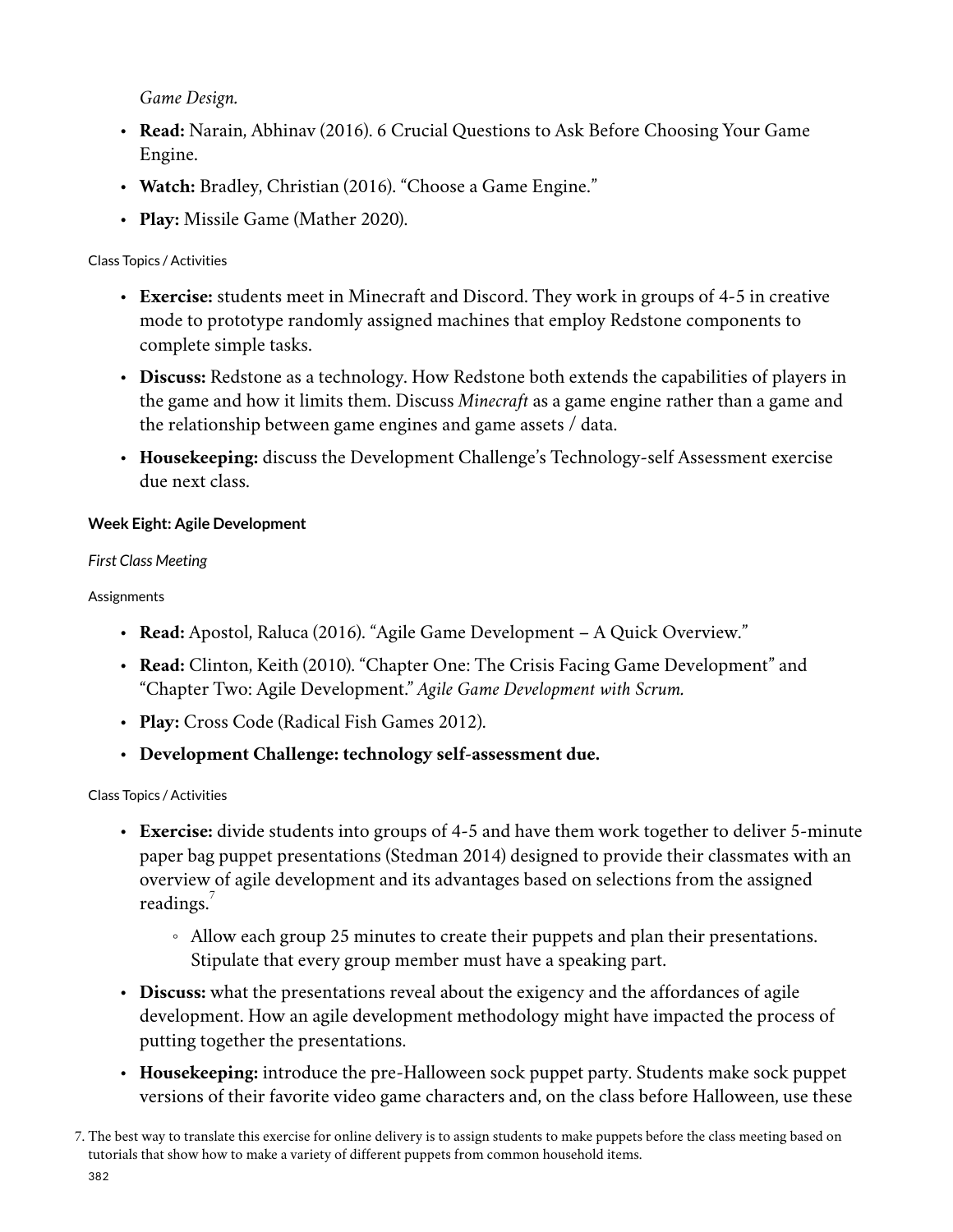*Game Design.*

- **Read:** Narain, Abhinav (2016). 6 Crucial Questions to Ask Before Choosing Your Game Engine.
- **Watch:** Bradley, Christian (2016). "Choose a Game Engine."
- **Play:** Missile Game (Mather 2020).

Class Topics / Activities

- **Exercise:** students meet in Minecraft and Discord. They work in groups of 4-5 in creative mode to prototype randomly assigned machines that employ Redstone components to complete simple tasks.
- **Discuss:** Redstone as a technology. How Redstone both extends the capabilities of players in the game and how it limits them. Discuss *Minecraft* as a game engine rather than a game and the relationship between game engines and game assets / data.
- **Housekeeping:** discuss the Development Challenge's Technology-self Assessment exercise due next class.

#### Week Eight: Agile Development

*First Class Meeting*

Assignments

- **Read:** Apostol, Raluca (2016). "Agile Game Development – A Quick Overview."
- **Read:** Clinton, Keith (2010). "Chapter One: The Crisis Facing Game Development" and "Chapter Two: Agile Development." *Agile Game Development with Scrum.*
- **Play:** Cross Code (Radical Fish Games 2012).
- **Development Challenge: technology self-assessment due.**

Class Topics / Activities

- **Exercise:** divide students into groups of 4-5 and have them work together to deliver 5-minute paper bag puppet presentations (Stedman 2014) designed to provide their classmates with an overview of agile development and its advantages based on selections from the assigned readings.[7]
    - Allow each group 25 minutes to create their puppets and plan their presentations. Stipulate that every group member must have a speaking part.
- **Discuss:** what the presentations reveal about the exigency and the affordances of agile development. How an agile development methodology might have impacted the process of putting together the presentations.
- **Housekeeping:** introduce the pre-Halloween sock puppet party. Students make sock puppet versions of their favorite video game characters and, on the class before Halloween, use these

7. The best way to translate this exercise for online delivery is to assign students to make puppets before the class meeting based on tutorials that show how to make a variety of different puppets from common household items.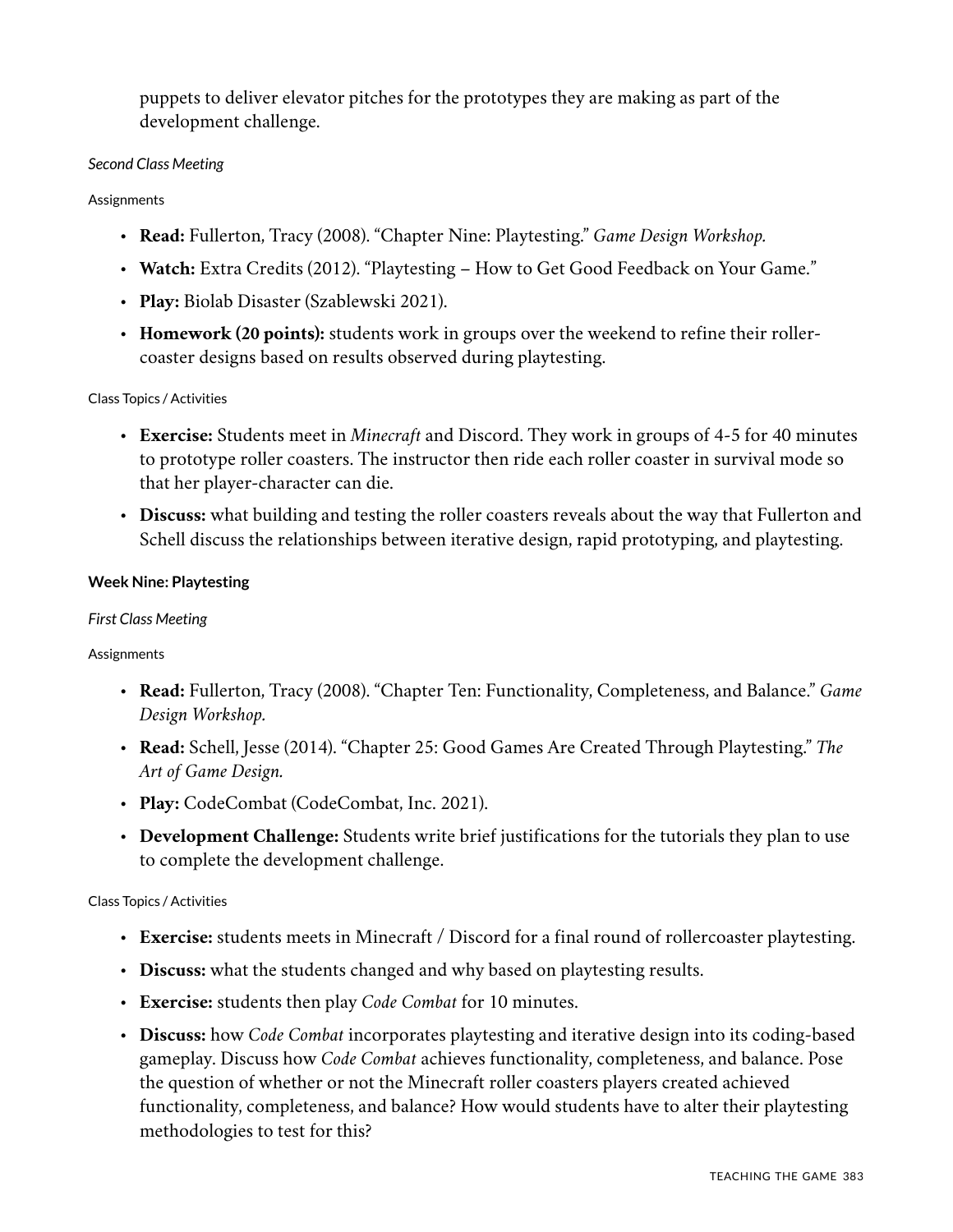puppets to deliver elevator pitches for the prototypes they are making as part of the development challenge.

*Second Class Meeting*

Assignments

- **Read:** Fullerton, Tracy (2008). “Chapter Nine: Playtesting.” *Game Design Workshop.*
- **Watch:** Extra Credits (2012). “Playtesting – How to Get Good Feedback on Your Game.”
- **Play:** Biolab Disaster (Szablewski 2021).
- **Homework (20 points):** students work in groups over the weekend to refine their roller-coaster designs based on results observed during playtesting.

Class Topics / Activities

- **Exercise:** Students meet in *Minecraft* and Discord. They work in groups of 4-5 for 40 minutes to prototype roller coasters. The instructor then ride each roller coaster in survival mode so that her player-character can die.
- **Discuss:** what building and testing the roller coasters reveals about the way that Fullerton and Schell discuss the relationships between iterative design, rapid prototyping, and playtesting.

**Week Nine: Playtesting**

*First Class Meeting*

Assignments

- **Read:** Fullerton, Tracy (2008). “Chapter Ten: Functionality, Completeness, and Balance.” *Game Design Workshop.*
- **Read:** Schell, Jesse (2014). “Chapter 25: Good Games Are Created Through Playtesting.” *The Art of Game Design.*
- **Play:** CodeCombat (CodeCombat, Inc. 2021).
- **Development Challenge:** Students write brief justifications for the tutorials they plan to use to complete the development challenge.

Class Topics / Activities

- **Exercise:** students meets in Minecraft / Discord for a final round of rollercoaster playtesting.
- **Discuss:** what the students changed and why based on playtesting results.
- **Exercise:** students then play *Code Combat* for 10 minutes.
- **Discuss:** how *Code Combat* incorporates playtesting and iterative design into its coding-based gameplay. Discuss how *Code Combat* achieves functionality, completeness, and balance. Pose the question of whether or not the Minecraft roller coasters players created achieved functionality, completeness, and balance? How would students have to alter their playtesting methodologies to test for this?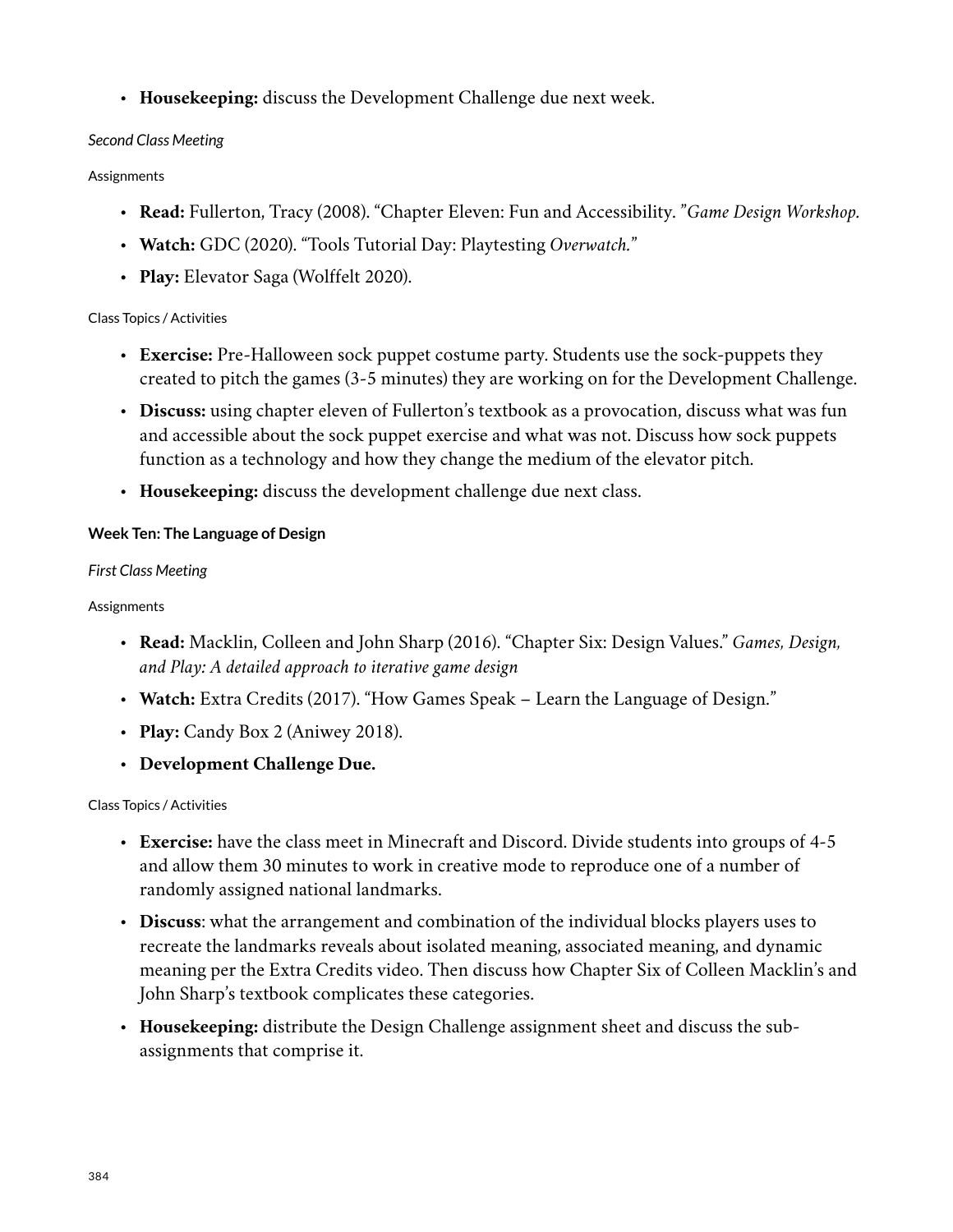- **Housekeeping:** discuss the Development Challenge due next week.

*Second Class Meeting*

Assignments

- **Read:** Fullerton, Tracy (2008). "Chapter Eleven: Fun and Accessibility. "*Game Design Workshop.*
- **Watch:** GDC (2020). "Tools Tutorial Day: Playtesting *Overwatch.*"
- **Play:** Elevator Saga (Wolffelt 2020).

Class Topics / Activities

- **Exercise:** Pre-Halloween sock puppet costume party. Students use the sock-puppets they created to pitch the games (3-5 minutes) they are working on for the Development Challenge.
- **Discuss:** using chapter eleven of Fullerton's textbook as a provocation, discuss what was fun and accessible about the sock puppet exercise and what was not. Discuss how sock puppets function as a technology and how they change the medium of the elevator pitch.
- **Housekeeping:** discuss the development challenge due next class.

**Week Ten: The Language of Design**

*First Class Meeting*

Assignments

- **Read:** Macklin, Colleen and John Sharp (2016). "Chapter Six: Design Values." *Games, Design, and Play: A detailed approach to iterative game design*
- **Watch:** Extra Credits (2017). "How Games Speak – Learn the Language of Design."
- **Play:** Candy Box 2 (Aniwey 2018).
- **Development Challenge Due.**

Class Topics / Activities

- **Exercise:** have the class meet in Minecraft and Discord. Divide students into groups of 4-5 and allow them 30 minutes to work in creative mode to reproduce one of a number of randomly assigned national landmarks.
- **Discuss**: what the arrangement and combination of the individual blocks players uses to recreate the landmarks reveals about isolated meaning, associated meaning, and dynamic meaning per the Extra Credits video. Then discuss how Chapter Six of Colleen Macklin's and John Sharp's textbook complicates these categories.
- **Housekeeping:** distribute the Design Challenge assignment sheet and discuss the sub-assignments that comprise it.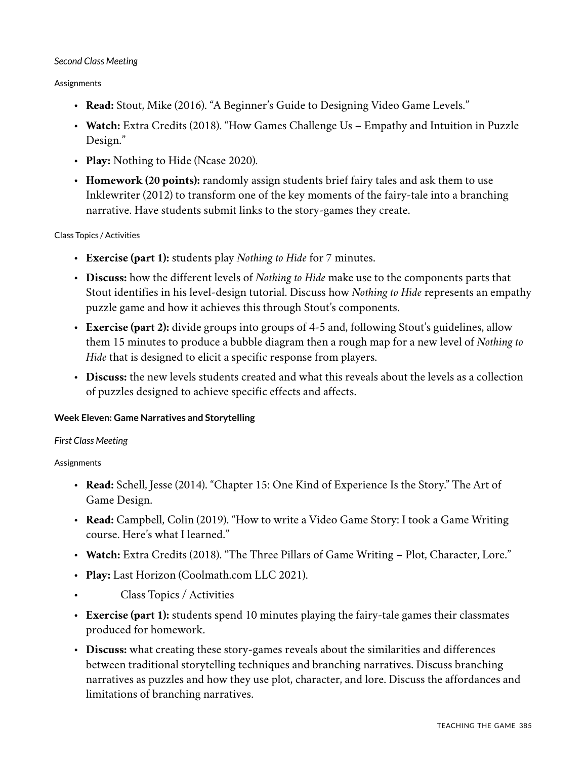*Second Class Meeting*

Assignments

- **Read:** Stout, Mike (2016). "A Beginner's Guide to Designing Video Game Levels."
- **Watch:** Extra Credits (2018). "How Games Challenge Us – Empathy and Intuition in Puzzle Design."
- **Play:** Nothing to Hide (Ncase 2020).
- **Homework (20 points):** randomly assign students brief fairy tales and ask them to use Inklewriter (2012) to transform one of the key moments of the fairy-tale into a branching narrative. Have students submit links to the story-games they create.

Class Topics / Activities

- **Exercise (part 1):** students play *Nothing to Hide* for 7 minutes.
- **Discuss:** how the different levels of *Nothing to Hide* make use to the components parts that Stout identifies in his level-design tutorial. Discuss how *Nothing to Hide* represents an empathy puzzle game and how it achieves this through Stout's components.
- **Exercise (part 2):** divide groups into groups of 4-5 and, following Stout's guidelines, allow them 15 minutes to produce a bubble diagram then a rough map for a new level of *Nothing to Hide* that is designed to elicit a specific response from players.
- **Discuss:** the new levels students created and what this reveals about the levels as a collection of puzzles designed to achieve specific effects and affects.

**Week Eleven: Game Narratives and Storytelling**

*First Class Meeting*

Assignments

- **Read:** Schell, Jesse (2014). "Chapter 15: One Kind of Experience Is the Story." The Art of Game Design.
- **Read:** Campbell, Colin (2019). "How to write a Video Game Story: I took a Game Writing course. Here's what I learned."
- **Watch:** Extra Credits (2018). "The Three Pillars of Game Writing – Plot, Character, Lore."
- **Play:** Last Horizon (Coolmath.com LLC 2021).
- Class Topics / Activities
- **Exercise (part 1):** students spend 10 minutes playing the fairy-tale games their classmates produced for homework.
- **Discuss:** what creating these story-games reveals about the similarities and differences between traditional storytelling techniques and branching narratives. Discuss branching narratives as puzzles and how they use plot, character, and lore. Discuss the affordances and limitations of branching narratives.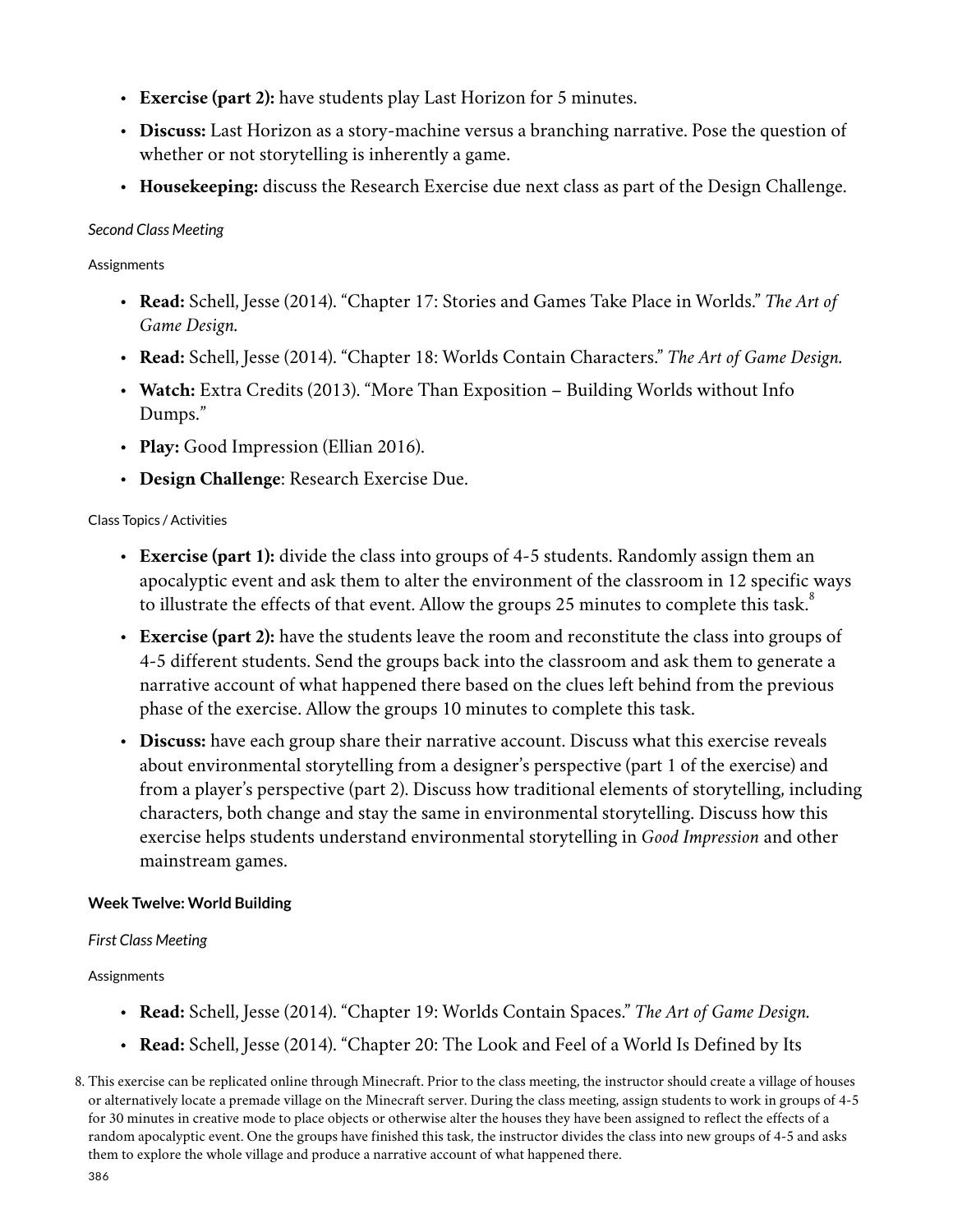- **Exercise (part 2):** have students play Last Horizon for 5 minutes.
- **Discuss:** Last Horizon as a story-machine versus a branching narrative. Pose the question of whether or not storytelling is inherently a game.
- **Housekeeping:** discuss the Research Exercise due next class as part of the Design Challenge.

*Second Class Meeting*

Assignments

- **Read:** Schell, Jesse (2014). "Chapter 17: Stories and Games Take Place in Worlds." *The Art of Game Design.*
- **Read:** Schell, Jesse (2014). "Chapter 18: Worlds Contain Characters." *The Art of Game Design.*
- **Watch:** Extra Credits (2013). "More Than Exposition – Building Worlds without Info Dumps."
- **Play:** Good Impression (Ellian 2016).
- **Design Challenge**: Research Exercise Due.

Class Topics / Activities

- **Exercise (part 1):** divide the class into groups of 4-5 students. Randomly assign them an apocalyptic event and ask them to alter the environment of the classroom in 12 specific ways to illustrate the effects of that event. Allow the groups 25 minutes to complete this task.[8]
- **Exercise (part 2):** have the students leave the room and reconstitute the class into groups of 4-5 different students. Send the groups back into the classroom and ask them to generate a narrative account of what happened there based on the clues left behind from the previous phase of the exercise. Allow the groups 10 minutes to complete this task.
- **Discuss:** have each group share their narrative account. Discuss what this exercise reveals about environmental storytelling from a designer's perspective (part 1 of the exercise) and from a player's perspective (part 2). Discuss how traditional elements of storytelling, including characters, both change and stay the same in environmental storytelling. Discuss how this exercise helps students understand environmental storytelling in *Good Impression* and other mainstream games.

### Week Twelve: World Building

*First Class Meeting*

Assignments

- **Read:** Schell, Jesse (2014). "Chapter 19: Worlds Contain Spaces." *The Art of Game Design.*
- **Read:** Schell, Jesse (2014). "Chapter 20: The Look and Feel of a World Is Defined by Its

8. This exercise can be replicated online through Minecraft. Prior to the class meeting, the instructor should create a village of houses or alternatively locate a premade village on the Minecraft server. During the class meeting, assign students to work in groups of 4-5 for 30 minutes in creative mode to place objects or otherwise alter the houses they have been assigned to reflect the effects of a random apocalyptic event. One the groups have finished this task, the instructor divides the class into new groups of 4-5 and asks them to explore the whole village and produce a narrative account of what happened there.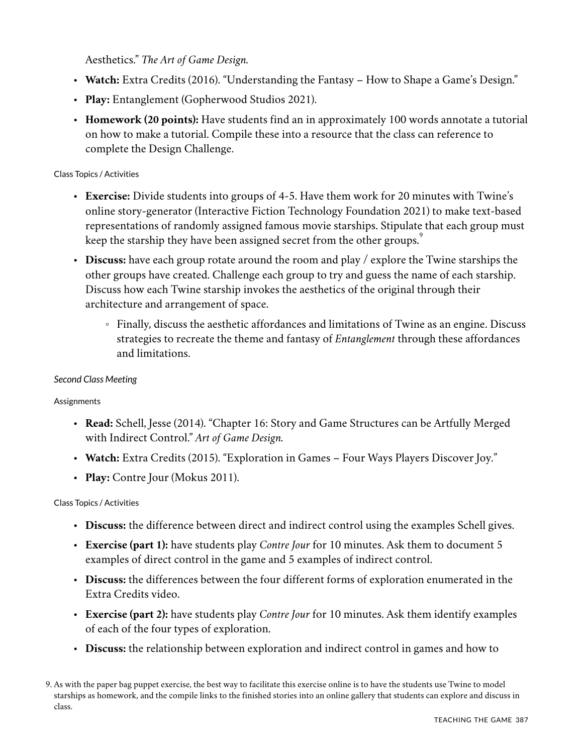Aesthetics." *The Art of Game Design.*

- **Watch:** Extra Credits (2016). "Understanding the Fantasy – How to Shape a Game's Design."
- **Play:** Entanglement (Gopherwood Studios 2021).
- **Homework (20 points):** Have students find an in approximately 100 words annotate a tutorial on how to make a tutorial. Compile these into a resource that the class can reference to complete the Design Challenge.

Class Topics / Activities

- **Exercise:** Divide students into groups of 4-5. Have them work for 20 minutes with Twine's online story-generator (Interactive Fiction Technology Foundation 2021) to make text-based representations of randomly assigned famous movie starships. Stipulate that each group must keep the starship they have been assigned secret from the other groups.[9]
- **Discuss:** have each group rotate around the room and play / explore the Twine starships the other groups have created. Challenge each group to try and guess the name of each starship. Discuss how each Twine starship invokes the aesthetics of the original through their architecture and arrangement of space.
    - Finally, discuss the aesthetic affordances and limitations of Twine as an engine. Discuss strategies to recreate the theme and fantasy of *Entanglement* through these affordances and limitations.

*Second Class Meeting*

Assignments

- **Read:** Schell, Jesse (2014). "Chapter 16: Story and Game Structures can be Artfully Merged with Indirect Control." *Art of Game Design.*
- **Watch:** Extra Credits (2015). "Exploration in Games – Four Ways Players Discover Joy."
- **Play:** Contre Jour (Mokus 2011).

Class Topics / Activities

- **Discuss:** the difference between direct and indirect control using the examples Schell gives.
- **Exercise (part 1):** have students play *Contre Jour* for 10 minutes. Ask them to document 5 examples of direct control in the game and 5 examples of indirect control.
- **Discuss:** the differences between the four different forms of exploration enumerated in the Extra Credits video.
- **Exercise (part 2):** have students play *Contre Jour* for 10 minutes. Ask them identify examples of each of the four types of exploration.
- **Discuss:** the relationship between exploration and indirect control in games and how to

9. As with the paper bag puppet exercise, the best way to facilitate this exercise online is to have the students use Twine to model starships as homework, and the compile links to the finished stories into an online gallery that students can explore and discuss in class.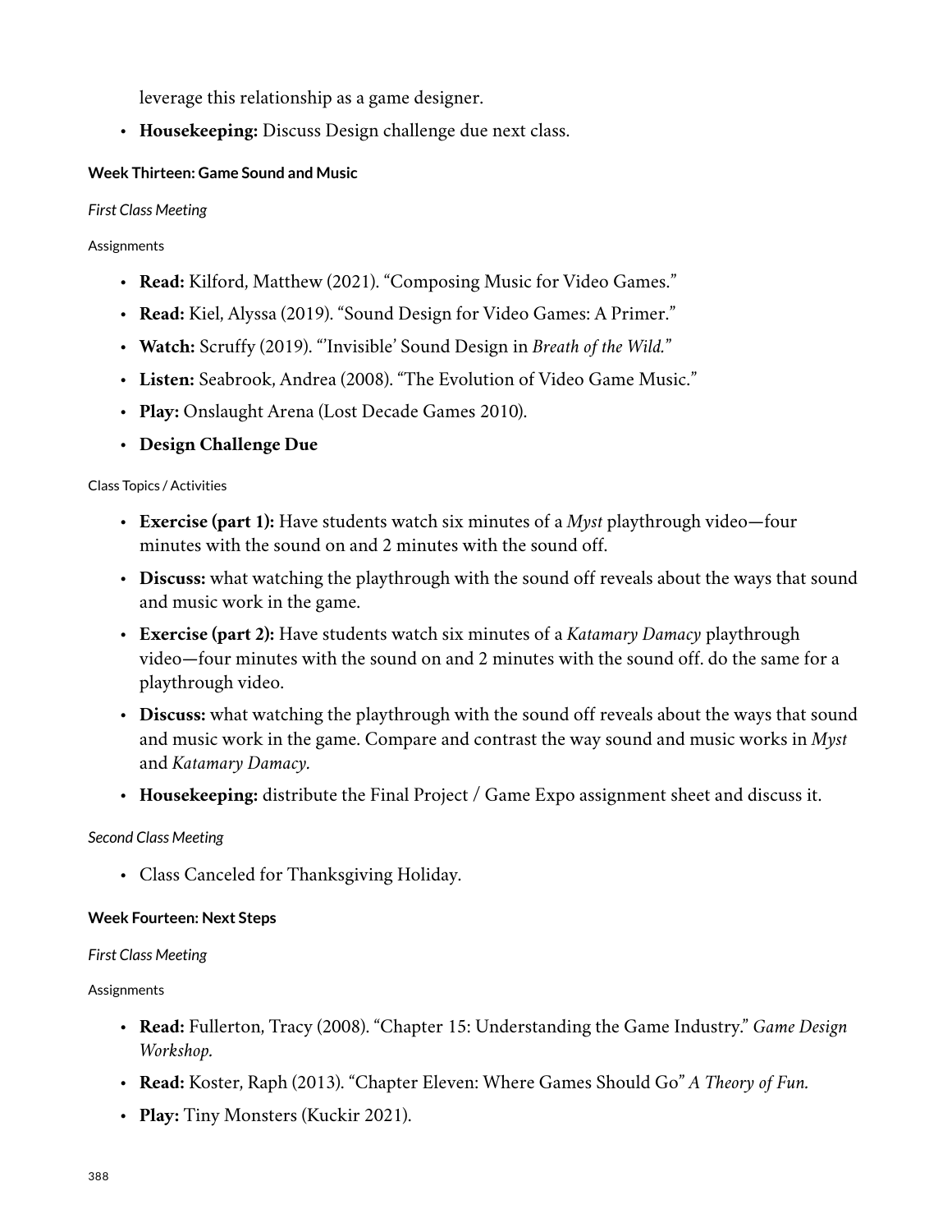leverage this relationship as a game designer.

- **Housekeeping:** Discuss Design challenge due next class.

#### Week Thirteen: Game Sound and Music

*First Class Meeting*

Assignments

- **Read:** Kilford, Matthew (2021). "Composing Music for Video Games."
- **Read:** Kiel, Alyssa (2019). "Sound Design for Video Games: A Primer."
- **Watch:** Scruffy (2019). "'Invisible' Sound Design in *Breath of the Wild.*"
- **Listen:** Seabrook, Andrea (2008). "The Evolution of Video Game Music."
- **Play:** Onslaught Arena (Lost Decade Games 2010).
- **Design Challenge Due**

Class Topics / Activities

- **Exercise (part 1):** Have students watch six minutes of a *Myst* playthrough video—four minutes with the sound on and 2 minutes with the sound off.
- **Discuss:** what watching the playthrough with the sound off reveals about the ways that sound and music work in the game.
- **Exercise (part 2):** Have students watch six minutes of a *Katamary Damacy* playthrough video—four minutes with the sound on and 2 minutes with the sound off. do the same for a playthrough video.
- **Discuss:** what watching the playthrough with the sound off reveals about the ways that sound and music work in the game. Compare and contrast the way sound and music works in *Myst* and *Katamary Damacy.*
- **Housekeeping:** distribute the Final Project / Game Expo assignment sheet and discuss it.

*Second Class Meeting*

- Class Canceled for Thanksgiving Holiday.

#### Week Fourteen: Next Steps

*First Class Meeting*

Assignments

- **Read:** Fullerton, Tracy (2008). "Chapter 15: Understanding the Game Industry." *Game Design Workshop.*
- **Read:** Koster, Raph (2013). "Chapter Eleven: Where Games Should Go" *A Theory of Fun.*
- **Play:** Tiny Monsters (Kuckir 2021).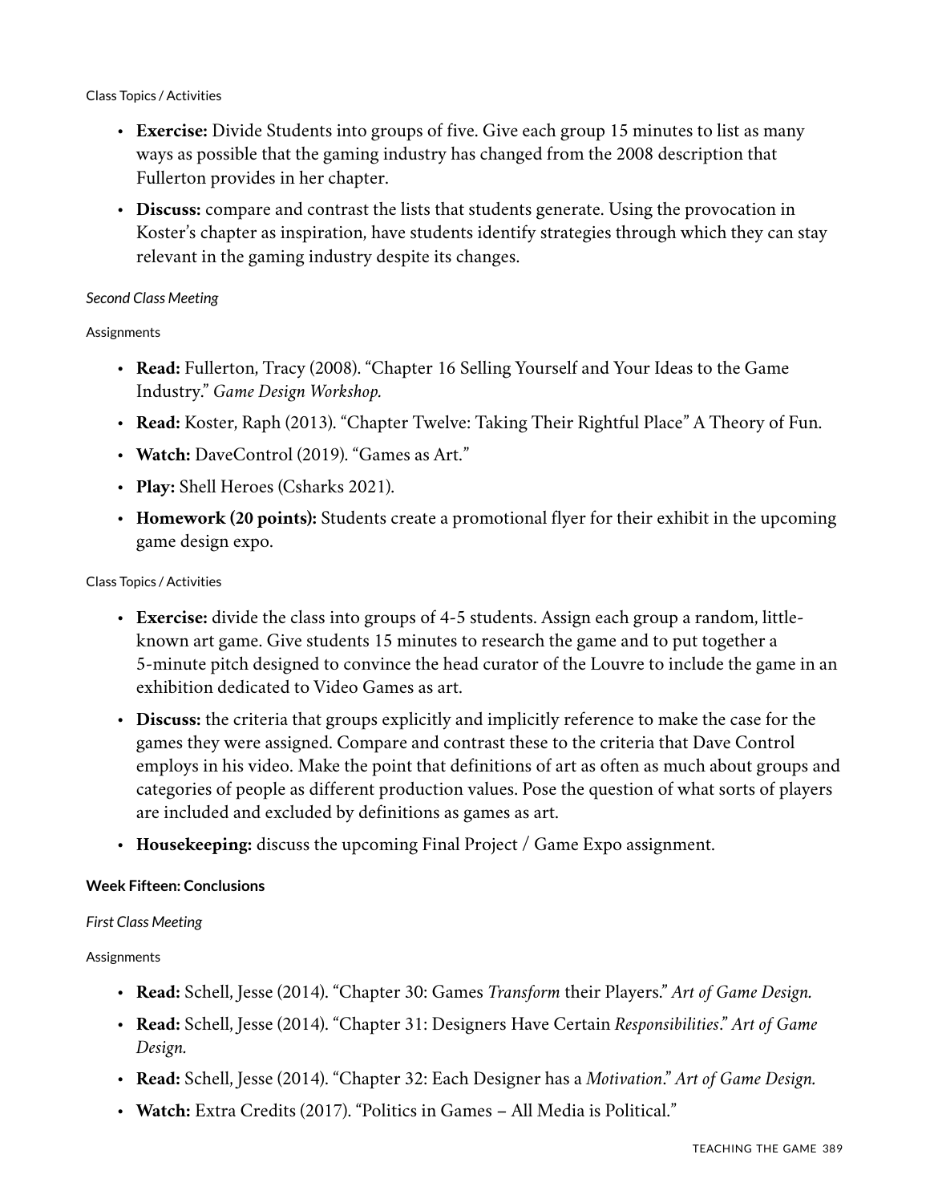Class Topics / Activities

- **Exercise:** Divide Students into groups of five. Give each group 15 minutes to list as many ways as possible that the gaming industry has changed from the 2008 description that Fullerton provides in her chapter.
- **Discuss:** compare and contrast the lists that students generate. Using the provocation in Koster's chapter as inspiration, have students identify strategies through which they can stay relevant in the gaming industry despite its changes.

*Second Class Meeting*

Assignments

- **Read:** Fullerton, Tracy (2008). "Chapter 16 Selling Yourself and Your Ideas to the Game Industry." *Game Design Workshop.*
- **Read:** Koster, Raph (2013). "Chapter Twelve: Taking Their Rightful Place" A Theory of Fun.
- **Watch:** DaveControl (2019). "Games as Art."
- **Play:** Shell Heroes (Csharks 2021).
- **Homework (20 points):** Students create a promotional flyer for their exhibit in the upcoming game design expo.

Class Topics / Activities

- **Exercise:** divide the class into groups of 4-5 students. Assign each group a random, little-known art game. Give students 15 minutes to research the game and to put together a 5-minute pitch designed to convince the head curator of the Louvre to include the game in an exhibition dedicated to Video Games as art.
- **Discuss:** the criteria that groups explicitly and implicitly reference to make the case for the games they were assigned. Compare and contrast these to the criteria that Dave Control employs in his video. Make the point that definitions of art as often as much about groups and categories of people as different production values. Pose the question of what sorts of players are included and excluded by definitions as games as art.
- **Housekeeping:** discuss the upcoming Final Project / Game Expo assignment.

**Week Fifteen: Conclusions**

*First Class Meeting*

Assignments

- **Read:** Schell, Jesse (2014). "Chapter 30: Games *Transform* their Players." *Art of Game Design.*
- **Read:** Schell, Jesse (2014). "Chapter 31: Designers Have Certain *Responsibilities*." *Art of Game Design.*
- **Read:** Schell, Jesse (2014). "Chapter 32: Each Designer has a *Motivation*." *Art of Game Design.*
- **Watch:** Extra Credits (2017). "Politics in Games – All Media is Political."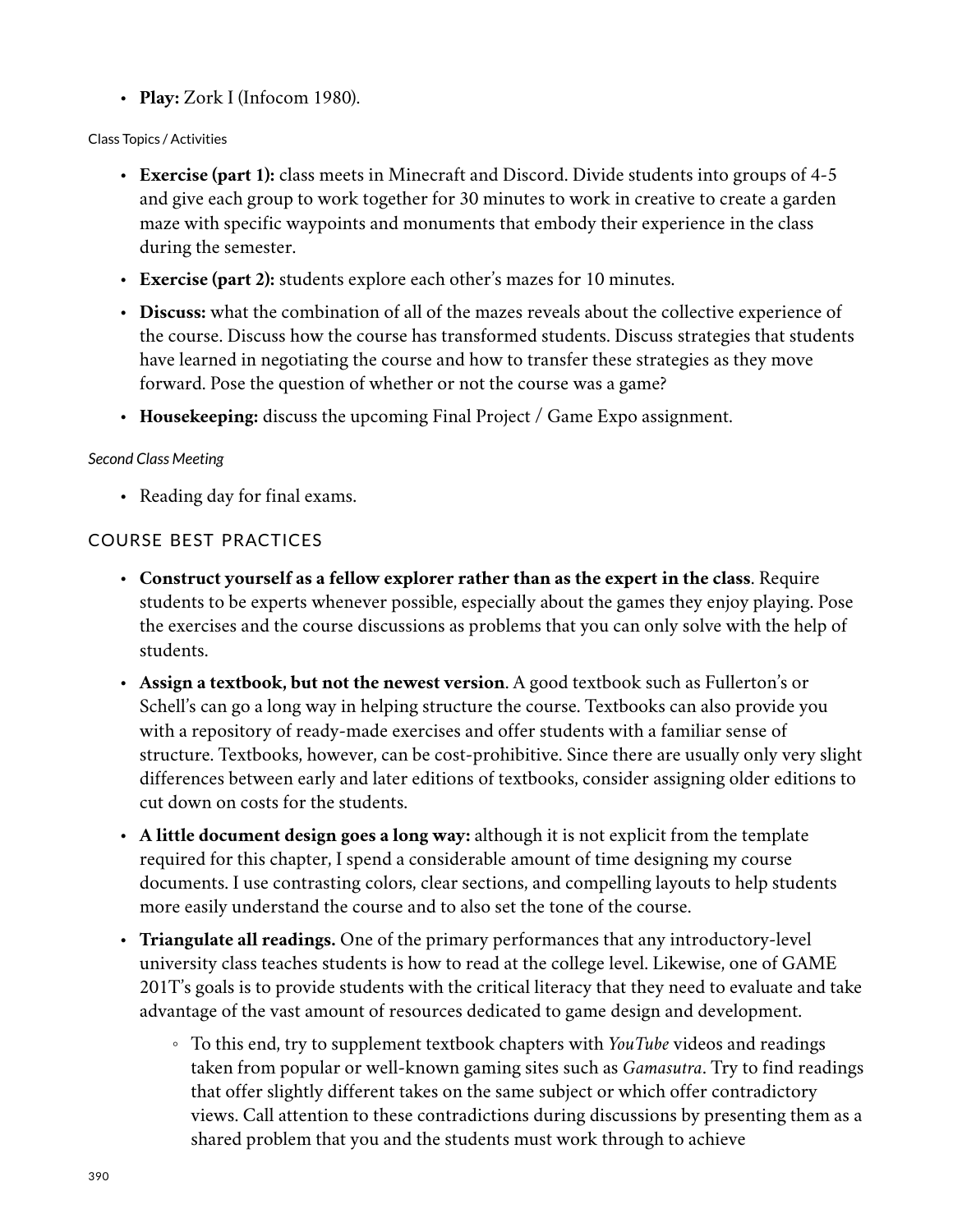- **Play:** Zork I (Infocom 1980).

Class Topics / Activities

- **Exercise (part 1):** class meets in Minecraft and Discord. Divide students into groups of 4-5 and give each group to work together for 30 minutes to work in creative to create a garden maze with specific waypoints and monuments that embody their experience in the class during the semester.
- **Exercise (part 2):** students explore each other's mazes for 10 minutes.
- **Discuss:** what the combination of all of the mazes reveals about the collective experience of the course. Discuss how the course has transformed students. Discuss strategies that students have learned in negotiating the course and how to transfer these strategies as they move forward. Pose the question of whether or not the course was a game?
- **Housekeeping:** discuss the upcoming Final Project / Game Expo assignment.

*Second Class Meeting*

- Reading day for final exams.

## COURSE BEST PRACTICES

- **Construct yourself as a fellow explorer rather than as the expert in the class**. Require students to be experts whenever possible, especially about the games they enjoy playing. Pose the exercises and the course discussions as problems that you can only solve with the help of students.
- **Assign a textbook, but not the newest version**. A good textbook such as Fullerton's or Schell's can go a long way in helping structure the course. Textbooks can also provide you with a repository of ready-made exercises and offer students with a familiar sense of structure. Textbooks, however, can be cost-prohibitive. Since there are usually only very slight differences between early and later editions of textbooks, consider assigning older editions to cut down on costs for the students.
- **A little document design goes a long way:** although it is not explicit from the template required for this chapter, I spend a considerable amount of time designing my course documents. I use contrasting colors, clear sections, and compelling layouts to help students more easily understand the course and to also set the tone of the course.
- **Triangulate all readings.** One of the primary performances that any introductory-level university class teaches students is how to read at the college level. Likewise, one of GAME 201T's goals is to provide students with the critical literacy that they need to evaluate and take advantage of the vast amount of resources dedicated to game design and development.
    - To this end, try to supplement textbook chapters with *YouTube* videos and readings taken from popular or well-known gaming sites such as *Gamasutra*. Try to find readings that offer slightly different takes on the same subject or which offer contradictory views. Call attention to these contradictions during discussions by presenting them as a shared problem that you and the students must work through to achieve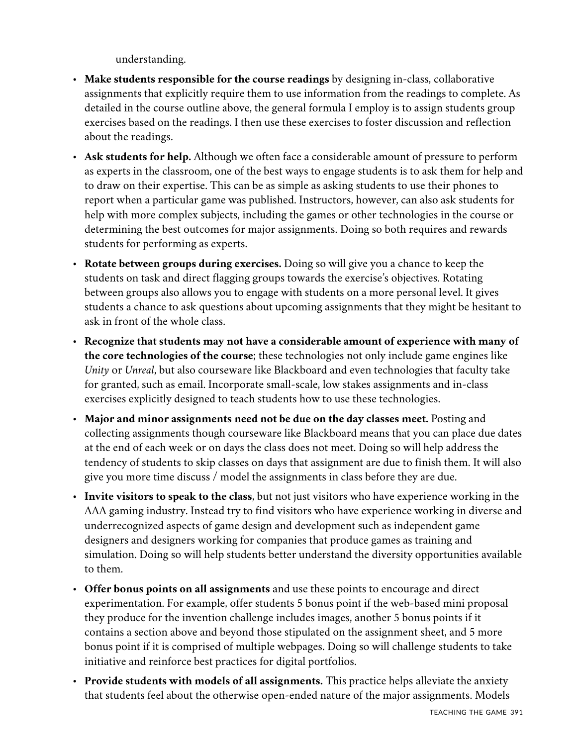understanding.

- **Make students responsible for the course readings** by designing in-class, collaborative assignments that explicitly require them to use information from the readings to complete. As detailed in the course outline above, the general formula I employ is to assign students group exercises based on the readings. I then use these exercises to foster discussion and reflection about the readings.
- **Ask students for help.** Although we often face a considerable amount of pressure to perform as experts in the classroom, one of the best ways to engage students is to ask them for help and to draw on their expertise. This can be as simple as asking students to use their phones to report when a particular game was published. Instructors, however, can also ask students for help with more complex subjects, including the games or other technologies in the course or determining the best outcomes for major assignments. Doing so both requires and rewards students for performing as experts.
- **Rotate between groups during exercises.** Doing so will give you a chance to keep the students on task and direct flagging groups towards the exercise's objectives. Rotating between groups also allows you to engage with students on a more personal level. It gives students a chance to ask questions about upcoming assignments that they might be hesitant to ask in front of the whole class.
- **Recognize that students may not have a considerable amount of experience with many of the core technologies of the course**; these technologies not only include game engines like *Unity* or *Unreal*, but also courseware like Blackboard and even technologies that faculty take for granted, such as email. Incorporate small-scale, low stakes assignments and in-class exercises explicitly designed to teach students how to use these technologies.
- **Major and minor assignments need not be due on the day classes meet.** Posting and collecting assignments though courseware like Blackboard means that you can place due dates at the end of each week or on days the class does not meet. Doing so will help address the tendency of students to skip classes on days that assignment are due to finish them. It will also give you more time discuss / model the assignments in class before they are due.
- **Invite visitors to speak to the class**, but not just visitors who have experience working in the AAA gaming industry. Instead try to find visitors who have experience working in diverse and underrecognized aspects of game design and development such as independent game designers and designers working for companies that produce games as training and simulation. Doing so will help students better understand the diversity opportunities available to them.
- **Offer bonus points on all assignments** and use these points to encourage and direct experimentation. For example, offer students 5 bonus point if the web-based mini proposal they produce for the invention challenge includes images, another 5 bonus points if it contains a section above and beyond those stipulated on the assignment sheet, and 5 more bonus point if it is comprised of multiple webpages. Doing so will challenge students to take initiative and reinforce best practices for digital portfolios.
- **Provide students with models of all assignments.** This practice helps alleviate the anxiety that students feel about the otherwise open-ended nature of the major assignments. Models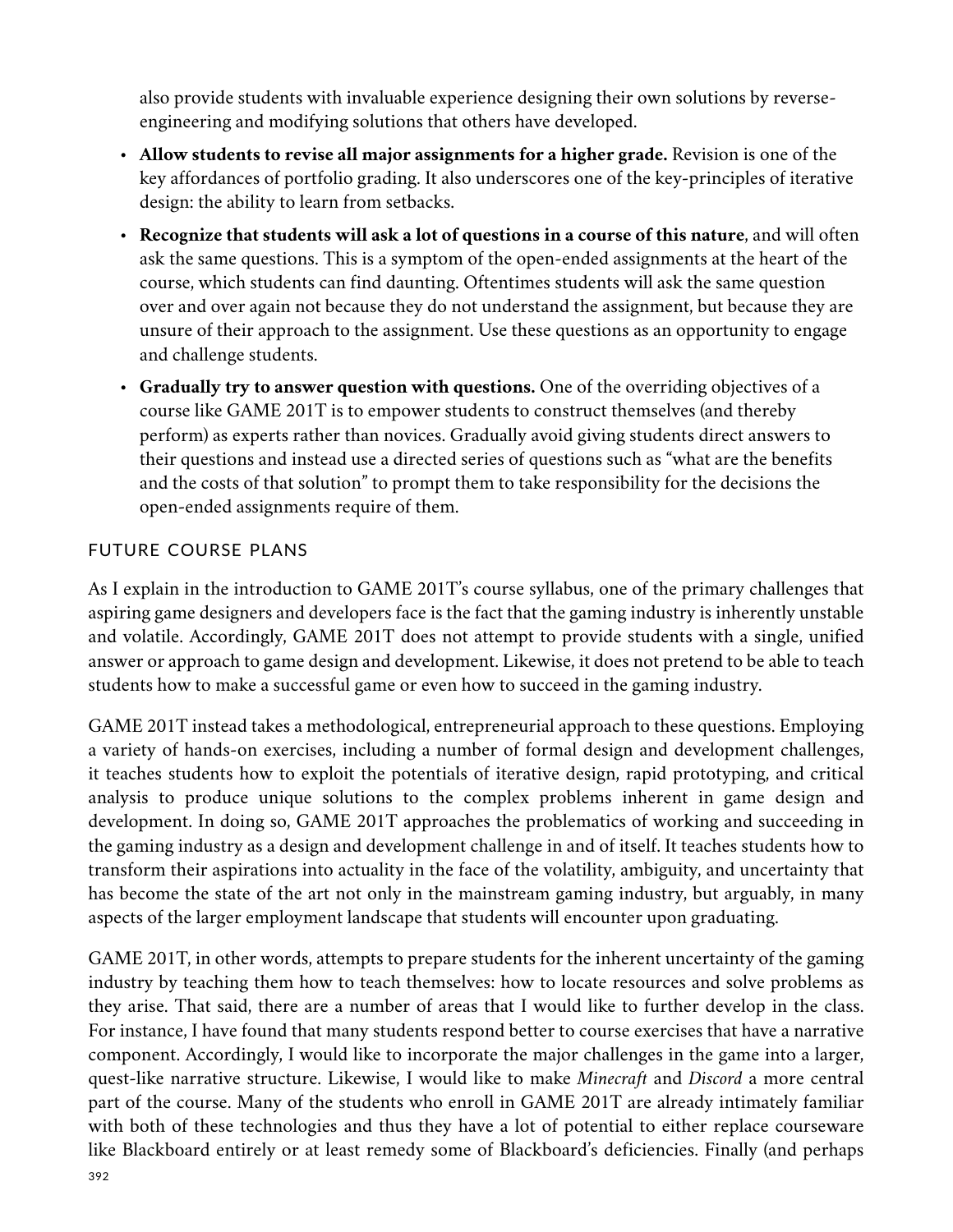also provide students with invaluable experience designing their own solutions by reverse-engineering and modifying solutions that others have developed.

- **Allow students to revise all major assignments for a higher grade.** Revision is one of the key affordances of portfolio grading. It also underscores one of the key-principles of iterative design: the ability to learn from setbacks.
- **Recognize that students will ask a lot of questions in a course of this nature**, and will often ask the same questions. This is a symptom of the open-ended assignments at the heart of the course, which students can find daunting. Oftentimes students will ask the same question over and over again not because they do not understand the assignment, but because they are unsure of their approach to the assignment. Use these questions as an opportunity to engage and challenge students.
- **Gradually try to answer question with questions.** One of the overriding objectives of a course like GAME 201T is to empower students to construct themselves (and thereby perform) as experts rather than novices. Gradually avoid giving students direct answers to their questions and instead use a directed series of questions such as "what are the benefits and the costs of that solution" to prompt them to take responsibility for the decisions the open-ended assignments require of them.

## FUTURE COURSE PLANS

As I explain in the introduction to GAME 201T's course syllabus, one of the primary challenges that aspiring game designers and developers face is the fact that the gaming industry is inherently unstable and volatile. Accordingly, GAME 201T does not attempt to provide students with a single, unified answer or approach to game design and development. Likewise, it does not pretend to be able to teach students how to make a successful game or even how to succeed in the gaming industry.

GAME 201T instead takes a methodological, entrepreneurial approach to these questions. Employing a variety of hands-on exercises, including a number of formal design and development challenges, it teaches students how to exploit the potentials of iterative design, rapid prototyping, and critical analysis to produce unique solutions to the complex problems inherent in game design and development. In doing so, GAME 201T approaches the problematics of working and succeeding in the gaming industry as a design and development challenge in and of itself. It teaches students how to transform their aspirations into actuality in the face of the volatility, ambiguity, and uncertainty that has become the state of the art not only in the mainstream gaming industry, but arguably, in many aspects of the larger employment landscape that students will encounter upon graduating.

GAME 201T, in other words, attempts to prepare students for the inherent uncertainty of the gaming industry by teaching them how to teach themselves: how to locate resources and solve problems as they arise. That said, there are a number of areas that I would like to further develop in the class. For instance, I have found that many students respond better to course exercises that have a narrative component. Accordingly, I would like to incorporate the major challenges in the game into a larger, quest-like narrative structure. Likewise, I would like to make *Minecraft* and *Discord* a more central part of the course. Many of the students who enroll in GAME 201T are already intimately familiar with both of these technologies and thus they have a lot of potential to either replace courseware like Blackboard entirely or at least remedy some of Blackboard's deficiencies. Finally (and perhaps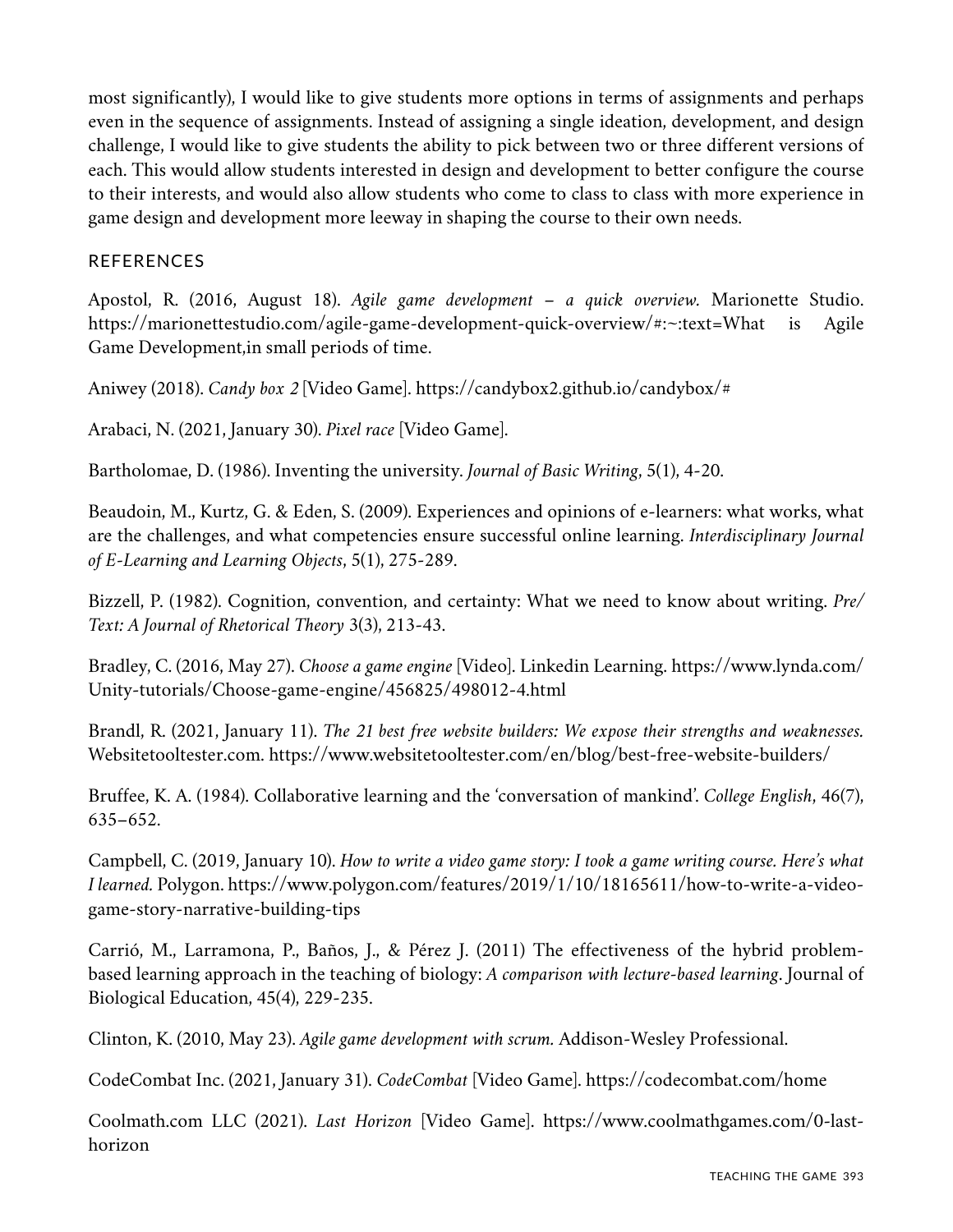most significantly), I would like to give students more options in terms of assignments and perhaps even in the sequence of assignments. Instead of assigning a single ideation, development, and design challenge, I would like to give students the ability to pick between two or three different versions of each. This would allow students interested in design and development to better configure the course to their interests, and would also allow students who come to class to class with more experience in game design and development more leeway in shaping the course to their own needs.

## REFERENCES

Apostol, R. (2016, August 18). *Agile game development – a quick overview.* Marionette Studio. https://marionettestudio.com/agile-game-development-quick-overview/#:~:text=What is Agile Game Development,in small periods of time.

Aniwey (2018). *Candy box 2* [Video Game]. https://candybox2.github.io/candybox/#

Arabaci, N. (2021, January 30). *Pixel race* [Video Game].

Bartholomae, D. (1986). Inventing the university. *Journal of Basic Writing*, 5(1), 4-20.

Beaudoin, M., Kurtz, G. & Eden, S. (2009). Experiences and opinions of e-learners: what works, what are the challenges, and what competencies ensure successful online learning. *Interdisciplinary Journal of E-Learning and Learning Objects*, 5(1), 275-289.

Bizzell, P. (1982). Cognition, convention, and certainty: What we need to know about writing. *Pre/Text: A Journal of Rhetorical Theory* 3(3), 213-43.

Bradley, C. (2016, May 27). *Choose a game engine* [Video]. Linkedin Learning. https://www.lynda.com/Unity-tutorials/Choose-game-engine/456825/498012-4.html

Brandl, R. (2021, January 11). *The 21 best free website builders: We expose their strengths and weaknesses.* Websitetooltester.com. https://www.websitetooltester.com/en/blog/best-free-website-builders/

Bruffee, K. A. (1984). Collaborative learning and the 'conversation of mankind'. *College English*, 46(7), 635–652.

Campbell, C. (2019, January 10). *How to write a video game story: I took a game writing course. Here's what I learned.* Polygon. https://www.polygon.com/features/2019/1/10/18165611/how-to-write-a-video-game-story-narrative-building-tips

Carrió, M., Larramona, P., Baños, J., & Pérez J. (2011) The effectiveness of the hybrid problem-based learning approach in the teaching of biology: *A comparison with lecture-based learning*. Journal of Biological Education, 45(4), 229-235.

Clinton, K. (2010, May 23). *Agile game development with scrum.* Addison-Wesley Professional.

CodeCombat Inc. (2021, January 31). *CodeCombat* [Video Game]. https://codecombat.com/home

Coolmath.com LLC (2021). *Last Horizon* [Video Game]. https://www.coolmathgames.com/0-last-horizon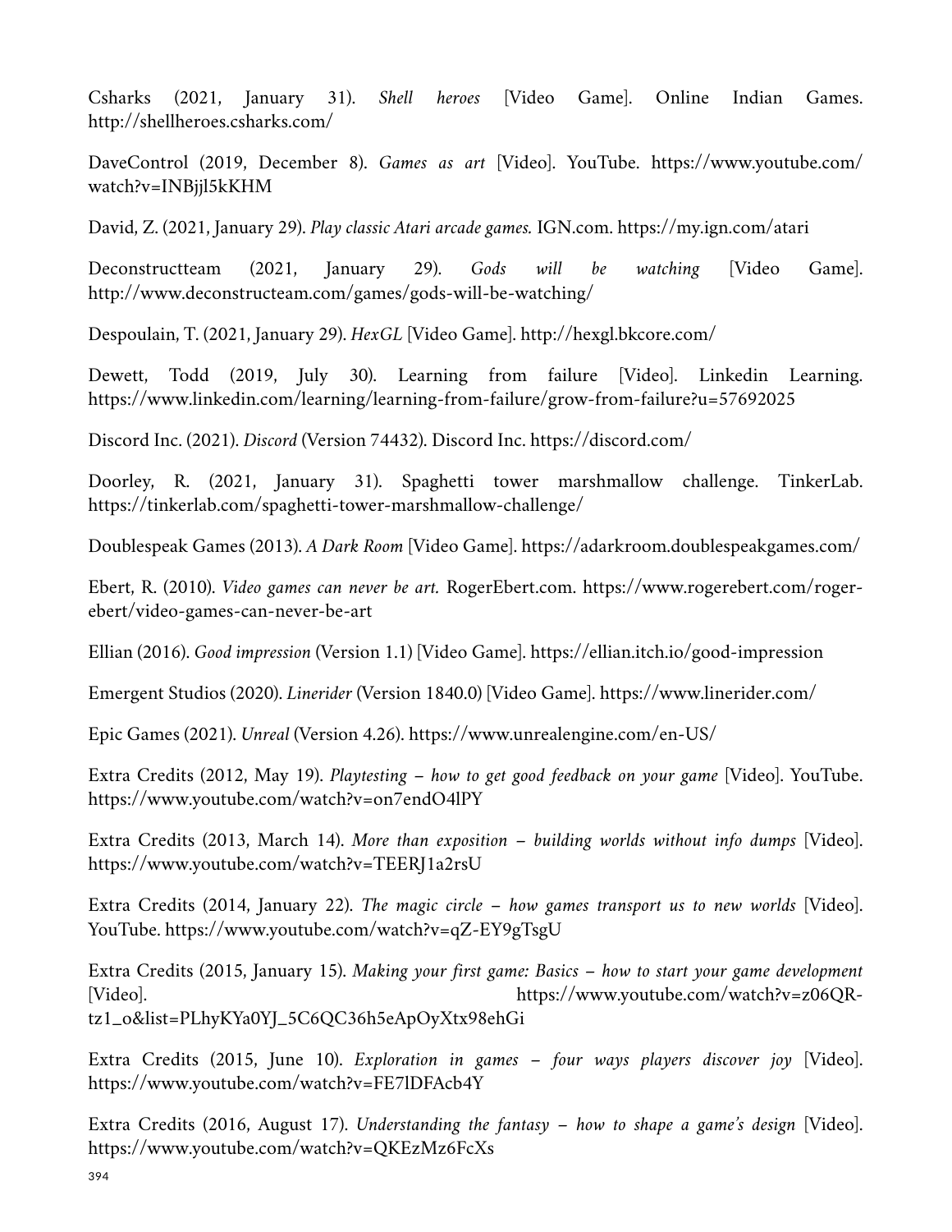Csharks (2021, January 31). *Shell heroes* [Video Game]. Online Indian Games. http://shellheroes.csharks.com/

DaveControl (2019, December 8). *Games as art* [Video]. YouTube. https://www.youtube.com/watch?v=INBjjl5kKHM

David, Z. (2021, January 29). *Play classic Atari arcade games.* IGN.com. https://my.ign.com/atari

Deconstructteam (2021, January 29). *Gods will be watching* [Video Game]. http://www.deconstructeam.com/games/gods-will-be-watching/

Despoulain, T. (2021, January 29). *HexGL* [Video Game]. http://hexgl.bkcore.com/

Dewett, Todd (2019, July 30). Learning from failure [Video]. Linkedin Learning. https://www.linkedin.com/learning/learning-from-failure/grow-from-failure?u=57692025

Discord Inc. (2021). *Discord* (Version 74432). Discord Inc. https://discord.com/

Doorley, R. (2021, January 31). Spaghetti tower marshmallow challenge. TinkerLab. https://tinkerlab.com/spaghetti-tower-marshmallow-challenge/

Doublespeak Games (2013). *A Dark Room* [Video Game]. https://adarkroom.doublespeakgames.com/

Ebert, R. (2010). *Video games can never be art.* RogerEbert.com. https://www.rogerebert.com/roger-ebert/video-games-can-never-be-art

Ellian (2016). *Good impression* (Version 1.1) [Video Game]. https://ellian.itch.io/good-impression

Emergent Studios (2020). *Linerider* (Version 1840.0) [Video Game]. https://www.linerider.com/

Epic Games (2021). *Unreal* (Version 4.26). https://www.unrealengine.com/en-US/

Extra Credits (2012, May 19). *Playtesting – how to get good feedback on your game* [Video]. YouTube. https://www.youtube.com/watch?v=on7endO4lPY

Extra Credits (2013, March 14). *More than exposition – building worlds without info dumps* [Video]. https://www.youtube.com/watch?v=TEERJ1a2rsU

Extra Credits (2014, January 22). *The magic circle – how games transport us to new worlds* [Video]. YouTube. https://www.youtube.com/watch?v=qZ-EY9gTsgU

Extra Credits (2015, January 15). *Making your first game: Basics – how to start your game development* [Video]. https://www.youtube.com/watch?v=z06QR-tz1_o&list=PLhyKYa0YJ_5C6QC36h5eApOyXtx98ehGi

Extra Credits (2015, June 10). *Exploration in games – four ways players discover joy* [Video]. https://www.youtube.com/watch?v=FE7lDFAcb4Y

Extra Credits (2016, August 17). *Understanding the fantasy – how to shape a game's design* [Video]. https://www.youtube.com/watch?v=QKEzMz6FcXs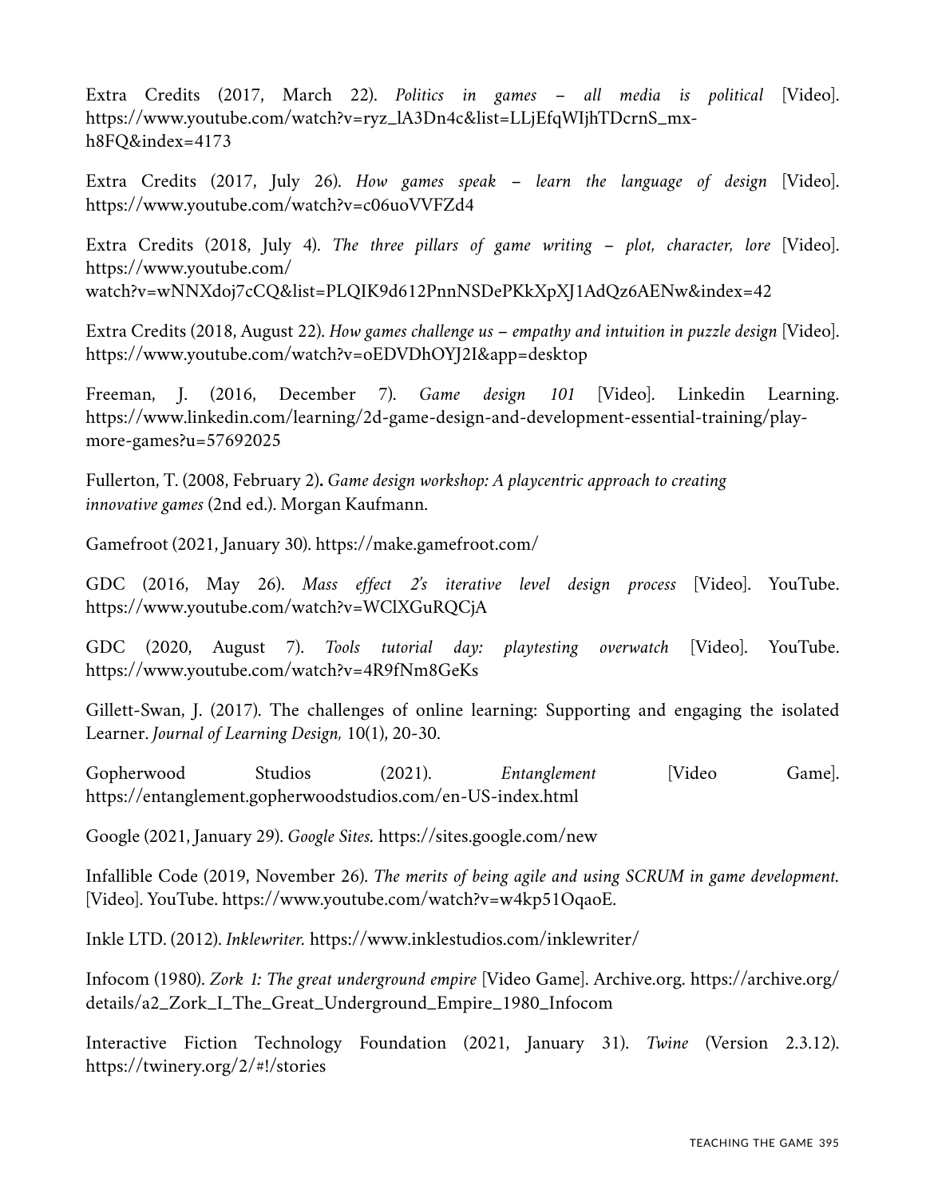Extra Credits (2017, March 22). *Politics in games – all media is political* [Video]. https://www.youtube.com/watch?v=ryz_lA3Dn4c&list=LLjEfqWIjhTDcrnS_mx-h8FQ&index=4173

Extra Credits (2017, July 26). *How games speak – learn the language of design* [Video]. https://www.youtube.com/watch?v=c06uoVVFZd4

Extra Credits (2018, July 4). *The three pillars of game writing – plot, character, lore* [Video]. https://www.youtube.com/watch?v=wNNXdoj7cCQ&list=PLQIK9d612PnnNSDePKkXpXJ1AdQz6AENw&index=42

Extra Credits (2018, August 22). *How games challenge us – empathy and intuition in puzzle design* [Video]. https://www.youtube.com/watch?v=oEDVDhOYJ2I&app=desktop

Freeman, J. (2016, December 7). *Game design 101* [Video]. Linkedin Learning. https://www.linkedin.com/learning/2d-game-design-and-development-essential-training/play-more-games?u=57692025

Fullerton, T. (2008, February 2). *Game design workshop: A playcentric approach to creating innovative games* (2nd ed.). Morgan Kaufmann.

Gamefroot (2021, January 30). https://make.gamefroot.com/

GDC (2016, May 26). *Mass effect 2's iterative level design process* [Video]. YouTube. https://www.youtube.com/watch?v=WClXGuRQCjA

GDC (2020, August 7). *Tools tutorial day: playtesting overwatch* [Video]. YouTube. https://www.youtube.com/watch?v=4R9fNm8GeKs

Gillett-Swan, J. (2017). The challenges of online learning: Supporting and engaging the isolated Learner. *Journal of Learning Design,* 10(1), 20-30.

Gopherwood Studios (2021). *Entanglement* [Video Game]. https://entanglement.gopherwoodstudios.com/en-US-index.html

Google (2021, January 29). *Google Sites.* https://sites.google.com/new

Infallible Code (2019, November 26). *The merits of being agile and using SCRUM in game development.* [Video]. YouTube. https://www.youtube.com/watch?v=w4kp51OqaoE.

Inkle LTD. (2012). *Inklewriter.* https://www.inklestudios.com/inklewriter/

Infocom (1980). *Zork 1: The great underground empire* [Video Game]. Archive.org. https://archive.org/details/a2_Zork_I_The_Great_Underground_Empire_1980_Infocom

Interactive Fiction Technology Foundation (2021, January 31). *Twine* (Version 2.3.12). https://twinery.org/2/#!/stories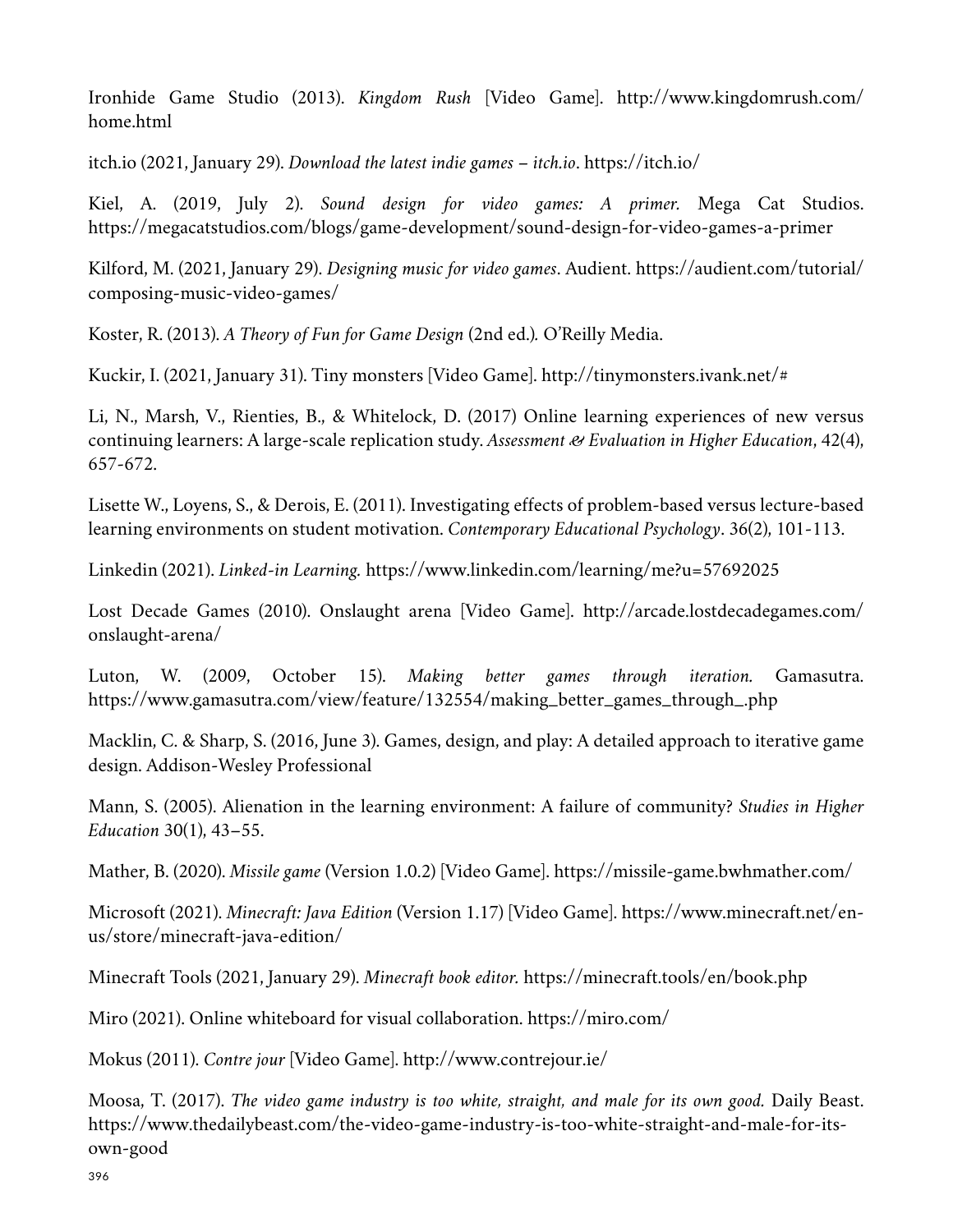Ironhide Game Studio (2013). *Kingdom Rush* [Video Game]. http://www.kingdomrush.com/home.html

itch.io (2021, January 29). *Download the latest indie games – itch.io*. https://itch.io/

Kiel, A. (2019, July 2). *Sound design for video games: A primer.* Mega Cat Studios. https://megacatstudios.com/blogs/game-development/sound-design-for-video-games-a-primer

Kilford, M. (2021, January 29). *Designing music for video games*. Audient. https://audient.com/tutorial/composing-music-video-games/

Koster, R. (2013). *A Theory of Fun for Game Design* (2nd ed.). O'Reilly Media.

Kuckir, I. (2021, January 31). Tiny monsters [Video Game]. http://tinymonsters.ivank.net/#

Li, N., Marsh, V., Rienties, B., & Whitelock, D. (2017) Online learning experiences of new versus continuing learners: A large-scale replication study. *Assessment & Evaluation in Higher Education*, 42(4), 657-672.

Lisette W., Loyens, S., & Derois, E. (2011). Investigating effects of problem-based versus lecture-based learning environments on student motivation. *Contemporary Educational Psychology*. 36(2), 101-113.

Linkedin (2021). *Linked-in Learning.* https://www.linkedin.com/learning/me?u=57692025

Lost Decade Games (2010). Onslaught arena [Video Game]. http://arcade.lostdecadegames.com/onslaught-arena/

Luton, W. (2009, October 15). *Making better games through iteration.* Gamasutra. https://www.gamasutra.com/view/feature/132554/making_better_games_through_.php

Macklin, C. & Sharp, S. (2016, June 3). Games, design, and play: A detailed approach to iterative game design. Addison-Wesley Professional

Mann, S. (2005). Alienation in the learning environment: A failure of community? *Studies in Higher Education* 30(1), 43–55.

Mather, B. (2020). *Missile game* (Version 1.0.2) [Video Game]. https://missile-game.bwhmather.com/

Microsoft (2021). *Minecraft: Java Edition* (Version 1.17) [Video Game]. https://www.minecraft.net/en-us/store/minecraft-java-edition/

Minecraft Tools (2021, January 29). *Minecraft book editor.* https://minecraft.tools/en/book.php

Miro (2021). Online whiteboard for visual collaboration. https://miro.com/

Mokus (2011). *Contre jour* [Video Game]. http://www.contrejour.ie/

Moosa, T. (2017). *The video game industry is too white, straight, and male for its own good.* Daily Beast. https://www.thedailybeast.com/the-video-game-industry-is-too-white-straight-and-male-for-its-own-good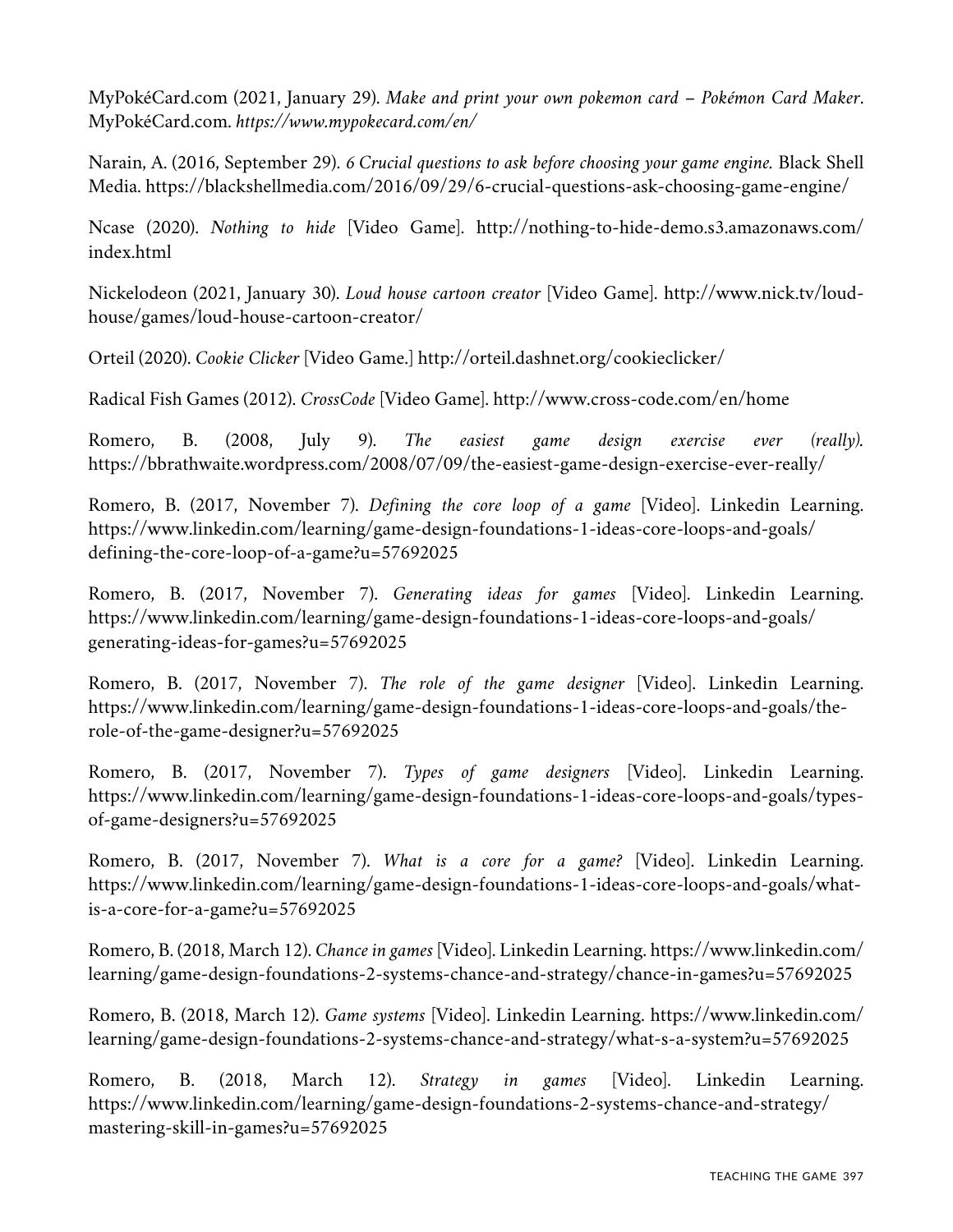MyPokéCard.com (2021, January 29). *Make and print your own pokemon card – Pokémon Card Maker*. MyPokéCard.com. *https://www.mypokecard.com/en/*

Narain, A. (2016, September 29). *6 Crucial questions to ask before choosing your game engine.* Black Shell Media. https://blackshellmedia.com/2016/09/29/6-crucial-questions-ask-choosing-game-engine/

Ncase (2020). *Nothing to hide* [Video Game]. http://nothing-to-hide-demo.s3.amazonaws.com/index.html

Nickelodeon (2021, January 30). *Loud house cartoon creator* [Video Game]. http://www.nick.tv/loud-house/games/loud-house-cartoon-creator/

Orteil (2020). *Cookie Clicker* [Video Game.] http://orteil.dashnet.org/cookieclicker/

Radical Fish Games (2012). *CrossCode* [Video Game]. http://www.cross-code.com/en/home

Romero, B. (2008, July 9). *The easiest game design exercise ever (really).* https://bbrathwaite.wordpress.com/2008/07/09/the-easiest-game-design-exercise-ever-really/

Romero, B. (2017, November 7). *Defining the core loop of a game* [Video]. Linkedin Learning. https://www.linkedin.com/learning/game-design-foundations-1-ideas-core-loops-and-goals/defining-the-core-loop-of-a-game?u=57692025

Romero, B. (2017, November 7). *Generating ideas for games* [Video]. Linkedin Learning. https://www.linkedin.com/learning/game-design-foundations-1-ideas-core-loops-and-goals/generating-ideas-for-games?u=57692025

Romero, B. (2017, November 7). *The role of the game designer* [Video]. Linkedin Learning. https://www.linkedin.com/learning/game-design-foundations-1-ideas-core-loops-and-goals/the-role-of-the-game-designer?u=57692025

Romero, B. (2017, November 7). *Types of game designers* [Video]. Linkedin Learning. https://www.linkedin.com/learning/game-design-foundations-1-ideas-core-loops-and-goals/types-of-game-designers?u=57692025

Romero, B. (2017, November 7). *What is a core for a game?* [Video]. Linkedin Learning. https://www.linkedin.com/learning/game-design-foundations-1-ideas-core-loops-and-goals/what-is-a-core-for-a-game?u=57692025

Romero, B. (2018, March 12). *Chance in games* [Video]. Linkedin Learning. https://www.linkedin.com/learning/game-design-foundations-2-systems-chance-and-strategy/chance-in-games?u=57692025

Romero, B. (2018, March 12). *Game systems* [Video]. Linkedin Learning. https://www.linkedin.com/learning/game-design-foundations-2-systems-chance-and-strategy/what-s-a-system?u=57692025

Romero, B. (2018, March 12). *Strategy in games* [Video]. Linkedin Learning. https://www.linkedin.com/learning/game-design-foundations-2-systems-chance-and-strategy/mastering-skill-in-games?u=57692025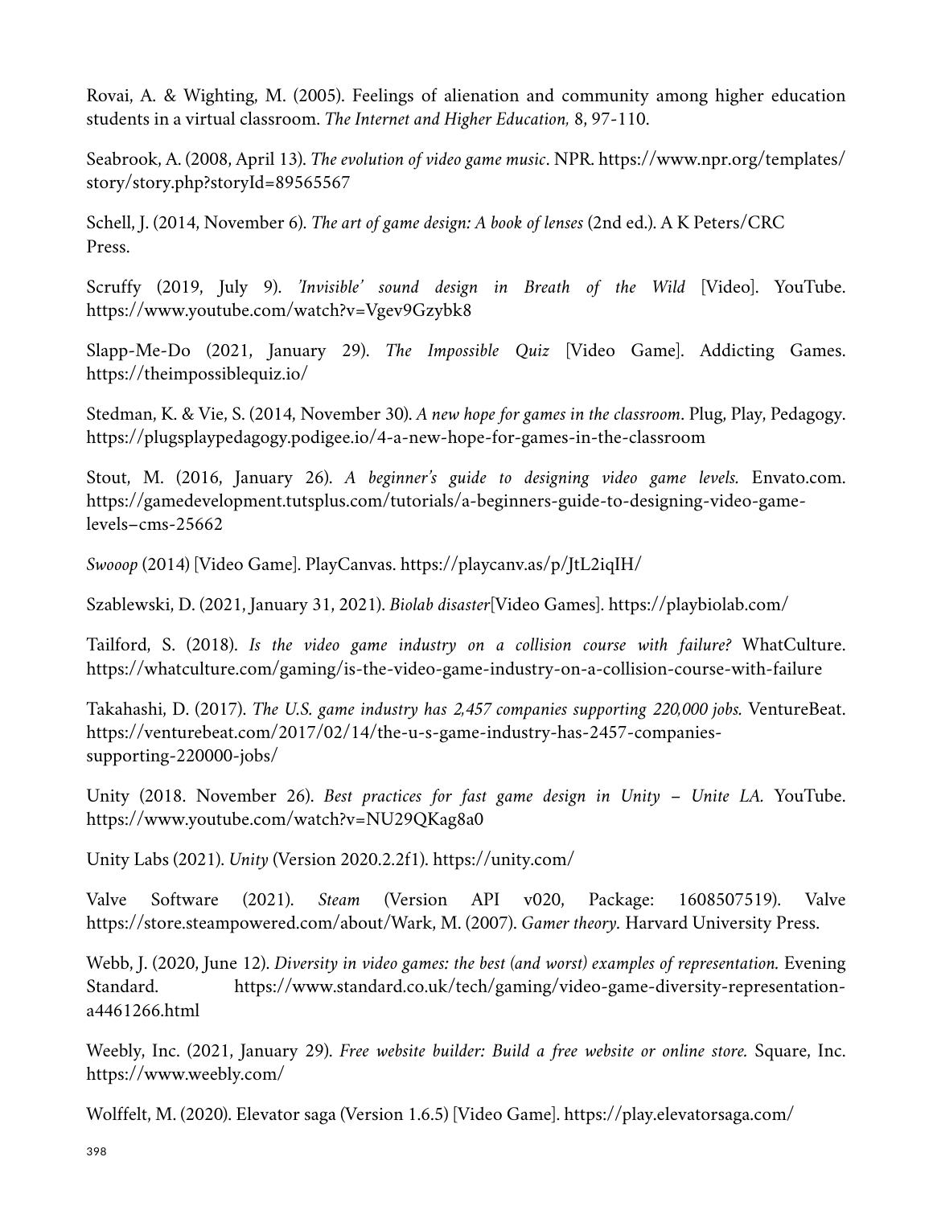Rovai, A. & Wighting, M. (2005). Feelings of alienation and community among higher education students in a virtual classroom. *The Internet and Higher Education,* 8, 97-110.

Seabrook, A. (2008, April 13). *The evolution of video game music*. NPR. https://www.npr.org/templates/story/story.php?storyId=89565567

Schell, J. (2014, November 6). *The art of game design: A book of lenses* (2nd ed.). A K Peters/CRC Press.

Scruffy (2019, July 9). *'Invisible' sound design in Breath of the Wild* [Video]. YouTube. https://www.youtube.com/watch?v=Vgev9Gzybk8

Slapp-Me-Do (2021, January 29). *The Impossible Quiz* [Video Game]. Addicting Games. https://theimpossiblequiz.io/

Stedman, K. & Vie, S. (2014, November 30). *A new hope for games in the classroom*. Plug, Play, Pedagogy. https://plugsplaypedagogy.podigee.io/4-a-new-hope-for-games-in-the-classroom

Stout, M. (2016, January 26). *A beginner's guide to designing video game levels.* Envato.com. https://gamedevelopment.tutsplus.com/tutorials/a-beginners-guide-to-designing-video-game-levels–cms-25662

*Swooop* (2014) [Video Game]. PlayCanvas. https://playcanv.as/p/JtL2iqIH/

Szablewski, D. (2021, January 31, 2021). *Biolab disaster*[Video Games]. https://playbiolab.com/

Tailford, S. (2018). *Is the video game industry on a collision course with failure?* WhatCulture. https://whatculture.com/gaming/is-the-video-game-industry-on-a-collision-course-with-failure

Takahashi, D. (2017). *The U.S. game industry has 2,457 companies supporting 220,000 jobs.* VentureBeat. https://venturebeat.com/2017/02/14/the-u-s-game-industry-has-2457-companies-supporting-220000-jobs/

Unity (2018. November 26). *Best practices for fast game design in Unity – Unite LA.* YouTube. https://www.youtube.com/watch?v=NU29QKag8a0

Unity Labs (2021). *Unity* (Version 2020.2.2f1). https://unity.com/

Valve Software (2021). *Steam* (Version API v020, Package: 1608507519). Valve https://store.steampowered.com/about/Wark, M. (2007). *Gamer theory.* Harvard University Press.

Webb, J. (2020, June 12). *Diversity in video games: the best (and worst) examples of representation.* Evening Standard. https://www.standard.co.uk/tech/gaming/video-game-diversity-representation-a4461266.html

Weebly, Inc. (2021, January 29). *Free website builder: Build a free website or online store.* Square, Inc. https://www.weebly.com/

Wolffelt, M. (2020). Elevator saga (Version 1.6.5) [Video Game]. https://play.elevatorsaga.com/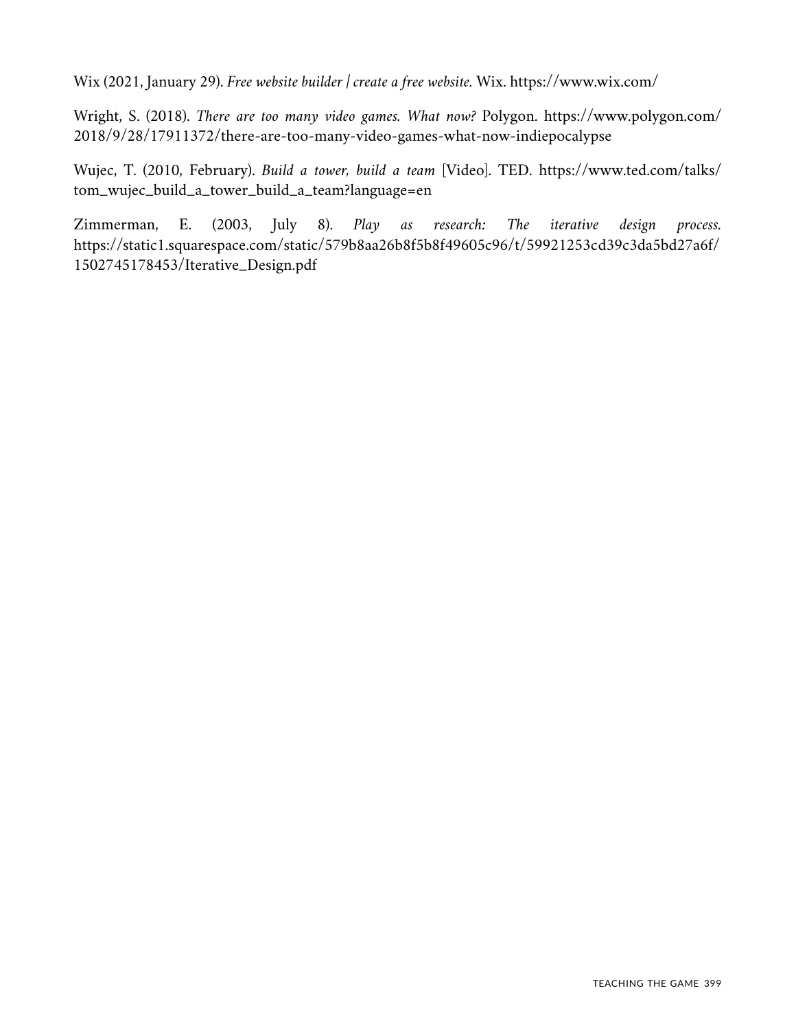Wix (2021, January 29). *Free website builder | create a free website.* Wix. https://www.wix.com/

Wright, S. (2018). *There are too many video games. What now?* Polygon. https://www.polygon.com/2018/9/28/17911372/there-are-too-many-video-games-what-now-indiepocalypse

Wujec, T. (2010, February). *Build a tower, build a team* [Video]. TED. https://www.ted.com/talks/tom_wujec_build_a_tower_build_a_team?language=en

Zimmerman, E. (2003, July 8). *Play as research: The iterative design process.* https://static1.squarespace.com/static/579b8aa26b8f5b8f49605c96/t/59921253cd39c3da5bd27a6f/1502745178453/Iterative_Design.pdf